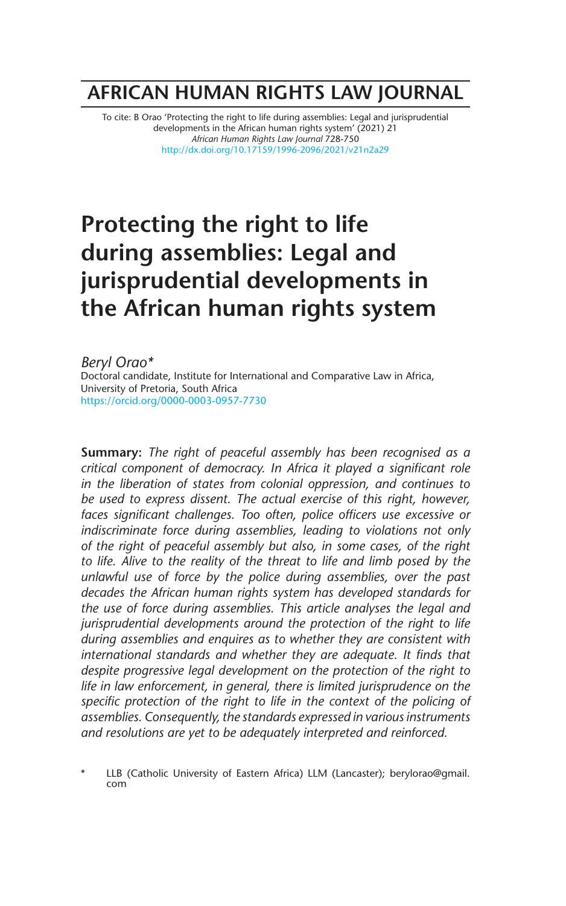# AFRICAN HUMAN RIGHTS LAW JOURNAL

To cite: B Orao 'Protecting the right to life during assemblies: Legal and jurisprudential developments in the African human rights system' (2021) 21 *African Human Rights Law Journal* 728-750
http://dx.doi.org/10.17159/1996-2096/2021/v21n2a29

# Protecting the right to life during assemblies: Legal and jurisprudential developments in the African human rights system

*Beryl Orao**
Doctoral candidate, Institute for International and Comparative Law in Africa, University of Pretoria, South Africa
https://orcid.org/0000-0003-0957-7730

**Summary:** *The right of peaceful assembly has been recognised as a critical component of democracy. In Africa it played a significant role in the liberation of states from colonial oppression, and continues to be used to express dissent. The actual exercise of this right, however, faces significant challenges. Too often, police officers use excessive or indiscriminate force during assemblies, leading to violations not only of the right of peaceful assembly but also, in some cases, of the right to life. Alive to the reality of the threat to life and limb posed by the unlawful use of force by the police during assemblies, over the past decades the African human rights system has developed standards for the use of force during assemblies. This article analyses the legal and jurisprudential developments around the protection of the right to life during assemblies and enquires as to whether they are consistent with international standards and whether they are adequate. It finds that despite progressive legal development on the protection of the right to life in law enforcement, in general, there is limited jurisprudence on the specific protection of the right to life in the context of the policing of assemblies. Consequently, the standards expressed in various instruments and resolutions are yet to be adequately interpreted and reinforced.*

\* LLB (Catholic University of Eastern Africa) LLM (Lancaster); berylorao@gmail.com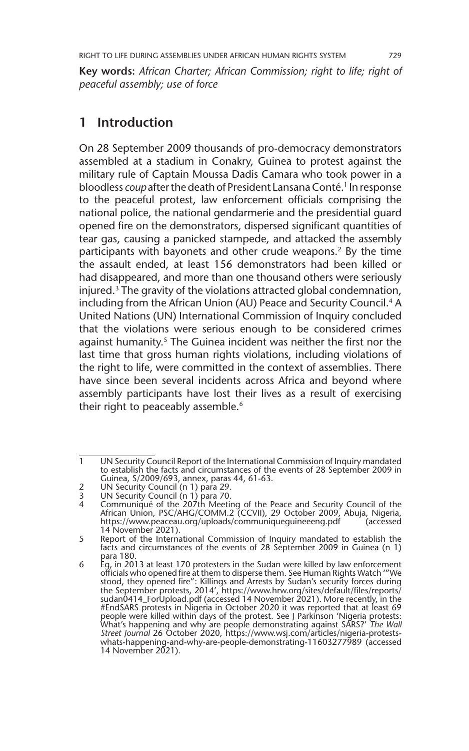**Key words:** *African Charter; African Commission; right to life; right of peaceful assembly; use of force*

## 1 Introduction

On 28 September 2009 thousands of pro-democracy demonstrators assembled at a stadium in Conakry, Guinea to protest against the military rule of Captain Moussa Dadis Camara who took power in a bloodless *coup* after the death of President Lansana Conté.[1] In response to the peaceful protest, law enforcement officials comprising the national police, the national gendarmerie and the presidential guard opened fire on the demonstrators, dispersed significant quantities of tear gas, causing a panicked stampede, and attacked the assembly participants with bayonets and other crude weapons.[2] By the time the assault ended, at least 156 demonstrators had been killed or had disappeared, and more than one thousand others were seriously injured.[3] The gravity of the violations attracted global condemnation, including from the African Union (AU) Peace and Security Council.[4] A United Nations (UN) International Commission of Inquiry concluded that the violations were serious enough to be considered crimes against humanity.[5] The Guinea incident was neither the first nor the last time that gross human rights violations, including violations of the right to life, were committed in the context of assemblies. There have since been several incidents across Africa and beyond where assembly participants have lost their lives as a result of exercising their right to peaceably assemble.[6]

---

1 UN Security Council Report of the International Commission of Inquiry mandated to establish the facts and circumstances of the events of 28 September 2009 in Guinea, S/2009/693, annex, paras 44, 61-63.

2 UN Security Council (n 1) para 29.

3 UN Security Council (n 1) para 70.

4 Communiqué of the 207th Meeting of the Peace and Security Council of the African Union, PSC/AHG/COMM.2 (CCVII), 29 October 2009, Abuja, Nigeria, https://www.peaceau.org/uploads/communiqueguineeeng.pdf (accessed 14 November 2021).

5 Report of the International Commission of Inquiry mandated to establish the facts and circumstances of the events of 28 September 2009 in Guinea (n 1) para 180.

6 Eg, in 2013 at least 170 protesters in the Sudan were killed by law enforcement officials who opened fire at them to disperse them. See Human Rights Watch '"We stood, they opened fire": Killings and Arrests by Sudan's security forces during the September protests, 2014', https://www.hrw.org/sites/default/files/reports/sudan0414_ForUpload.pdf (accessed 14 November 2021). More recently, in the #EndSARS protests in Nigeria in October 2020 it was reported that at least 69 people were killed within days of the protest. See J Parkinson 'Nigeria protests: What's happening and why are people demonstrating against SARS?' *The Wall Street Journal* 26 October 2020, https://www.wsj.com/articles/nigeria-protests-whats-happening-and-why-are-people-demonstrating-11603277989 (accessed 14 November 2021).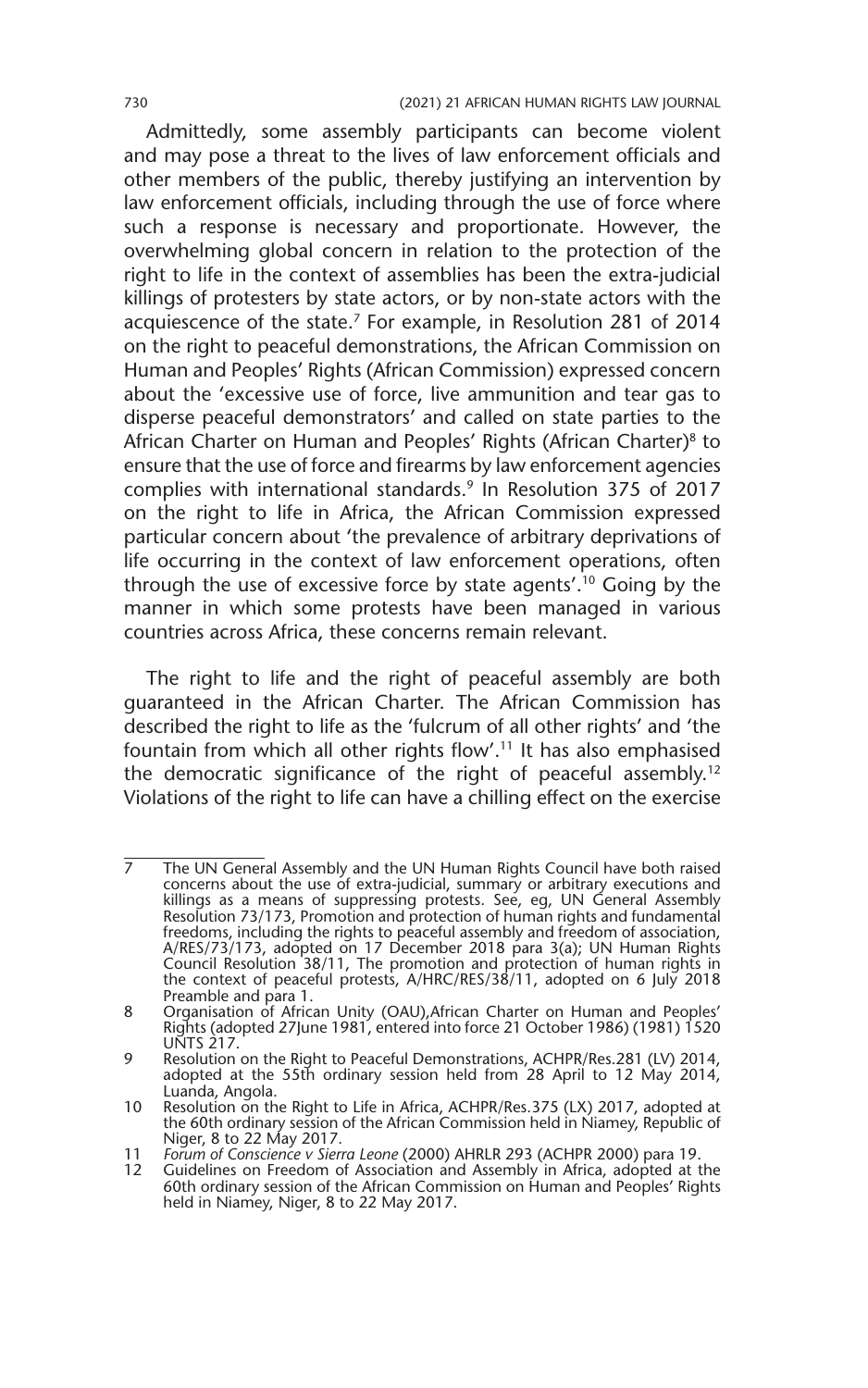Admittedly, some assembly participants can become violent and may pose a threat to the lives of law enforcement officials and other members of the public, thereby justifying an intervention by law enforcement officials, including through the use of force where such a response is necessary and proportionate. However, the overwhelming global concern in relation to the protection of the right to life in the context of assemblies has been the extra-judicial killings of protesters by state actors, or by non-state actors with the acquiescence of the state.[7] For example, in Resolution 281 of 2014 on the right to peaceful demonstrations, the African Commission on Human and Peoples' Rights (African Commission) expressed concern about the 'excessive use of force, live ammunition and tear gas to disperse peaceful demonstrators' and called on state parties to the African Charter on Human and Peoples' Rights (African Charter)[8] to ensure that the use of force and firearms by law enforcement agencies complies with international standards.[9] In Resolution 375 of 2017 on the right to life in Africa, the African Commission expressed particular concern about 'the prevalence of arbitrary deprivations of life occurring in the context of law enforcement operations, often through the use of excessive force by state agents'.[10] Going by the manner in which some protests have been managed in various countries across Africa, these concerns remain relevant.

The right to life and the right of peaceful assembly are both guaranteed in the African Charter. The African Commission has described the right to life as the 'fulcrum of all other rights' and 'the fountain from which all other rights flow'.[11] It has also emphasised the democratic significance of the right of peaceful assembly.[12] Violations of the right to life can have a chilling effect on the exercise

---

7 The UN General Assembly and the UN Human Rights Council have both raised concerns about the use of extra-judicial, summary or arbitrary executions and killings as a means of suppressing protests. See, eg, UN General Assembly Resolution 73/173, Promotion and protection of human rights and fundamental freedoms, including the rights to peaceful assembly and freedom of association, A/RES/73/173, adopted on 17 December 2018 para 3(a); UN Human Rights Council Resolution 38/11, The promotion and protection of human rights in the context of peaceful protests, A/HRC/RES/38/11, adopted on 6 July 2018 Preamble and para 1.

8 Organisation of African Unity (OAU),African Charter on Human and Peoples' Rights (adopted 27June 1981, entered into force 21 October 1986) (1981) 1520 UNTS 217.

9 Resolution on the Right to Peaceful Demonstrations, ACHPR/Res.281 (LV) 2014, adopted at the 55th ordinary session held from 28 April to 12 May 2014, Luanda, Angola.

10 Resolution on the Right to Life in Africa, ACHPR/Res.375 (LX) 2017, adopted at the 60th ordinary session of the African Commission held in Niamey, Republic of Niger, 8 to 22 May 2017.

11 *Forum of Conscience v Sierra Leone* (2000) AHRLR 293 (ACHPR 2000) para 19.

12 Guidelines on Freedom of Association and Assembly in Africa, adopted at the 60th ordinary session of the African Commission on Human and Peoples' Rights held in Niamey, Niger, 8 to 22 May 2017.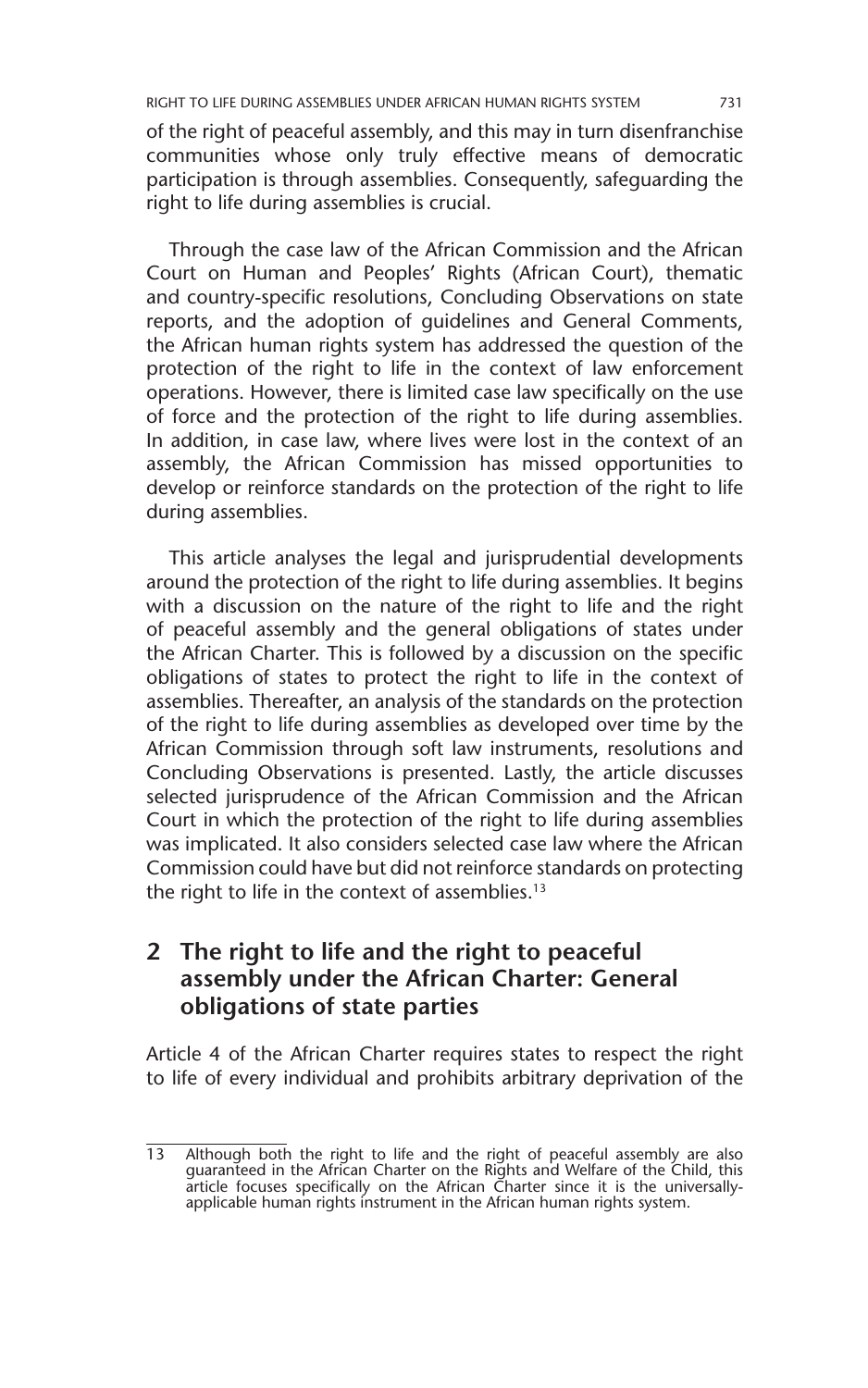of the right of peaceful assembly, and this may in turn disenfranchise communities whose only truly effective means of democratic participation is through assemblies. Consequently, safeguarding the right to life during assemblies is crucial.

Through the case law of the African Commission and the African Court on Human and Peoples' Rights (African Court), thematic and country-specific resolutions, Concluding Observations on state reports, and the adoption of guidelines and General Comments, the African human rights system has addressed the question of the protection of the right to life in the context of law enforcement operations. However, there is limited case law specifically on the use of force and the protection of the right to life during assemblies. In addition, in case law, where lives were lost in the context of an assembly, the African Commission has missed opportunities to develop or reinforce standards on the protection of the right to life during assemblies.

This article analyses the legal and jurisprudential developments around the protection of the right to life during assemblies. It begins with a discussion on the nature of the right to life and the right of peaceful assembly and the general obligations of states under the African Charter. This is followed by a discussion on the specific obligations of states to protect the right to life in the context of assemblies. Thereafter, an analysis of the standards on the protection of the right to life during assemblies as developed over time by the African Commission through soft law instruments, resolutions and Concluding Observations is presented. Lastly, the article discusses selected jurisprudence of the African Commission and the African Court in which the protection of the right to life during assemblies was implicated. It also considers selected case law where the African Commission could have but did not reinforce standards on protecting the right to life in the context of assemblies.[13]

## 2 The right to life and the right to peaceful assembly under the African Charter: General obligations of state parties

Article 4 of the African Charter requires states to respect the right to life of every individual and prohibits arbitrary deprivation of the

---

13 Although both the right to life and the right of peaceful assembly are also guaranteed in the African Charter on the Rights and Welfare of the Child, this article focuses specifically on the African Charter since it is the universally-applicable human rights instrument in the African human rights system.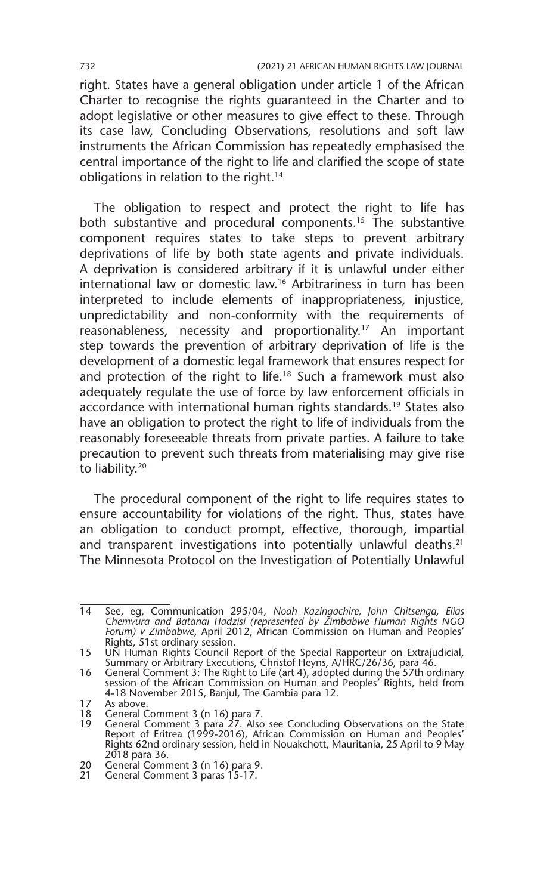right. States have a general obligation under article 1 of the African Charter to recognise the rights guaranteed in the Charter and to adopt legislative or other measures to give effect to these. Through its case law, Concluding Observations, resolutions and soft law instruments the African Commission has repeatedly emphasised the central importance of the right to life and clarified the scope of state obligations in relation to the right.[14]

The obligation to respect and protect the right to life has both substantive and procedural components.[15] The substantive component requires states to take steps to prevent arbitrary deprivations of life by both state agents and private individuals. A deprivation is considered arbitrary if it is unlawful under either international law or domestic law.[16] Arbitrariness in turn has been interpreted to include elements of inappropriateness, injustice, unpredictability and non-conformity with the requirements of reasonableness, necessity and proportionality.[17] An important step towards the prevention of arbitrary deprivation of life is the development of a domestic legal framework that ensures respect for and protection of the right to life.[18] Such a framework must also adequately regulate the use of force by law enforcement officials in accordance with international human rights standards.[19] States also have an obligation to protect the right to life of individuals from the reasonably foreseeable threats from private parties. A failure to take precaution to prevent such threats from materialising may give rise to liability.[20]

The procedural component of the right to life requires states to ensure accountability for violations of the right. Thus, states have an obligation to conduct prompt, effective, thorough, impartial and transparent investigations into potentially unlawful deaths.[21] The Minnesota Protocol on the Investigation of Potentially Unlawful

---

14 See, eg, Communication 295/04, *Noah Kazingachire, John Chitsenga, Elias Chemvura and Batanai Hadzisi (represented by Zimbabwe Human Rights NGO Forum) v Zimbabwe*, April 2012, African Commission on Human and Peoples' Rights, 51st ordinary session.

15 UN Human Rights Council Report of the Special Rapporteur on Extrajudicial, Summary or Arbitrary Executions, Christof Heyns, A/HRC/26/36, para 46.

16 General Comment 3: The Right to Life (art 4), adopted during the 57th ordinary session of the African Commission on Human and Peoples' Rights, held from 4-18 November 2015, Banjul, The Gambia para 12.

17 As above.

18 General Comment 3 (n 16) para 7.

19 General Comment 3 para 27. Also see Concluding Observations on the State Report of Eritrea (1999-2016), African Commission on Human and Peoples' Rights 62nd ordinary session, held in Nouakchott, Mauritania, 25 April to 9 May 2018 para 36.

20 General Comment 3 (n 16) para 9.

21 General Comment 3 paras 15-17.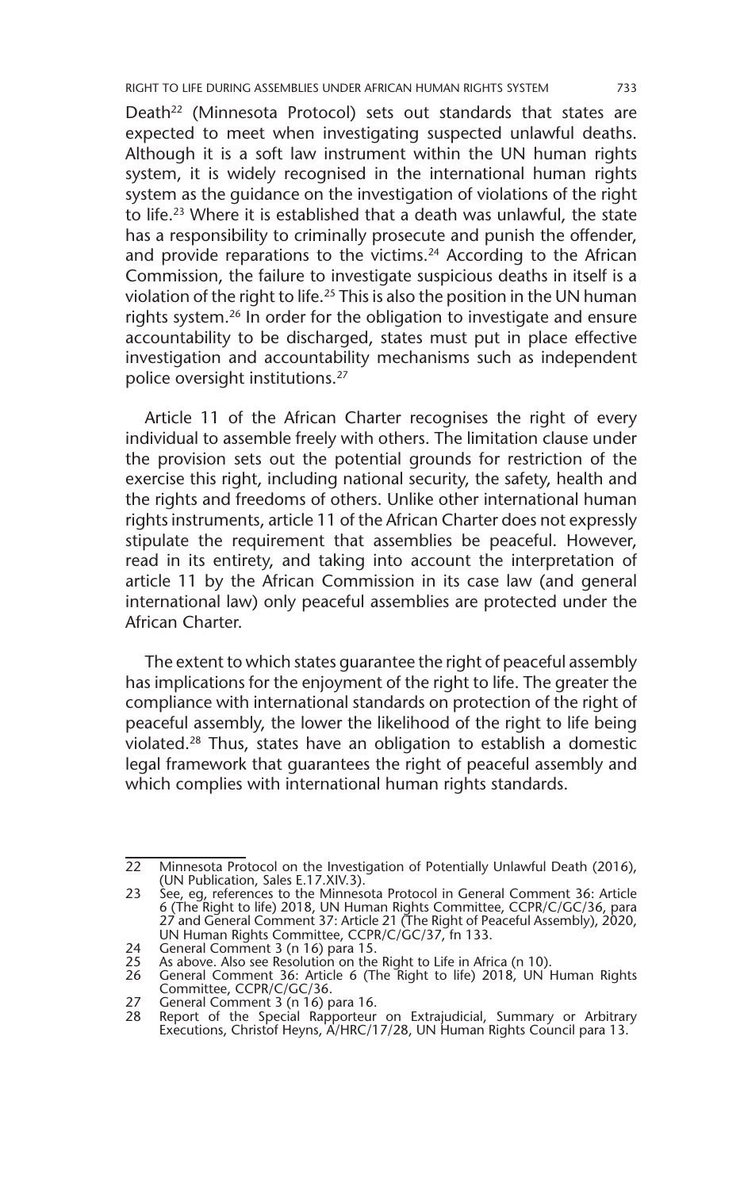Death[22] (Minnesota Protocol) sets out standards that states are expected to meet when investigating suspected unlawful deaths. Although it is a soft law instrument within the UN human rights system, it is widely recognised in the international human rights system as the guidance on the investigation of violations of the right to life.[23] Where it is established that a death was unlawful, the state has a responsibility to criminally prosecute and punish the offender, and provide reparations to the victims.[24] According to the African Commission, the failure to investigate suspicious deaths in itself is a violation of the right to life.[25] This is also the position in the UN human rights system.[26] In order for the obligation to investigate and ensure accountability to be discharged, states must put in place effective investigation and accountability mechanisms such as independent police oversight institutions.[27]

Article 11 of the African Charter recognises the right of every individual to assemble freely with others. The limitation clause under the provision sets out the potential grounds for restriction of the exercise this right, including national security, the safety, health and the rights and freedoms of others. Unlike other international human rights instruments, article 11 of the African Charter does not expressly stipulate the requirement that assemblies be peaceful. However, read in its entirety, and taking into account the interpretation of article 11 by the African Commission in its case law (and general international law) only peaceful assemblies are protected under the African Charter.

The extent to which states guarantee the right of peaceful assembly has implications for the enjoyment of the right to life. The greater the compliance with international standards on protection of the right of peaceful assembly, the lower the likelihood of the right to life being violated.[28] Thus, states have an obligation to establish a domestic legal framework that guarantees the right of peaceful assembly and which complies with international human rights standards.

---

22 Minnesota Protocol on the Investigation of Potentially Unlawful Death (2016), (UN Publication, Sales E.17.XIV.3).

23 See, eg, references to the Minnesota Protocol in General Comment 36: Article 6 (The Right to life) 2018, UN Human Rights Committee, CCPR/C/GC/36, para 27 and General Comment 37: Article 21 (The Right of Peaceful Assembly), 2020, UN Human Rights Committee, CCPR/C/GC/37, fn 133.

24 General Comment 3 (n 16) para 15.

25 As above. Also see Resolution on the Right to Life in Africa (n 10).

26 General Comment 36: Article 6 (The Right to life) 2018, UN Human Rights Committee, CCPR/C/GC/36.

27 General Comment 3 (n 16) para 16.

28 Report of the Special Rapporteur on Extrajudicial, Summary or Arbitrary Executions, Christof Heyns, A/HRC/17/28, UN Human Rights Council para 13.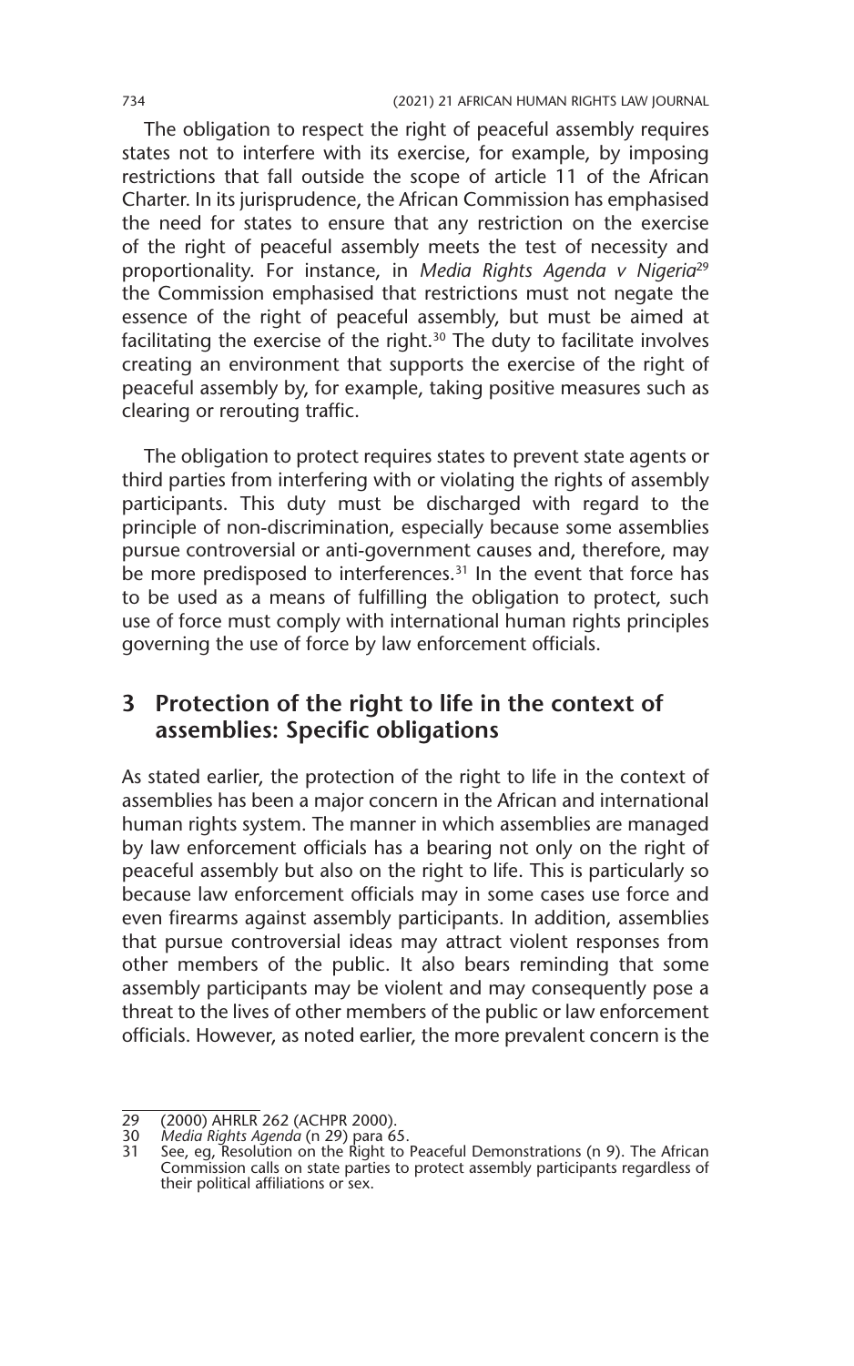The obligation to respect the right of peaceful assembly requires states not to interfere with its exercise, for example, by imposing restrictions that fall outside the scope of article 11 of the African Charter. In its jurisprudence, the African Commission has emphasised the need for states to ensure that any restriction on the exercise of the right of peaceful assembly meets the test of necessity and proportionality. For instance, in *Media Rights Agenda v Nigeria*[29] the Commission emphasised that restrictions must not negate the essence of the right of peaceful assembly, but must be aimed at facilitating the exercise of the right.[30] The duty to facilitate involves creating an environment that supports the exercise of the right of peaceful assembly by, for example, taking positive measures such as clearing or rerouting traffic.

The obligation to protect requires states to prevent state agents or third parties from interfering with or violating the rights of assembly participants. This duty must be discharged with regard to the principle of non-discrimination, especially because some assemblies pursue controversial or anti-government causes and, therefore, may be more predisposed to interferences.[31] In the event that force has to be used as a means of fulfilling the obligation to protect, such use of force must comply with international human rights principles governing the use of force by law enforcement officials.

## 3 Protection of the right to life in the context of assemblies: Specific obligations

As stated earlier, the protection of the right to life in the context of assemblies has been a major concern in the African and international human rights system. The manner in which assemblies are managed by law enforcement officials has a bearing not only on the right of peaceful assembly but also on the right to life. This is particularly so because law enforcement officials may in some cases use force and even firearms against assembly participants. In addition, assemblies that pursue controversial ideas may attract violent responses from other members of the public. It also bears reminding that some assembly participants may be violent and may consequently pose a threat to the lives of other members of the public or law enforcement officials. However, as noted earlier, the more prevalent concern is the

---

29 (2000) AHRLR 262 (ACHPR 2000).

30 *Media Rights Agenda* (n 29) para 65.

31 See, eg, Resolution on the Right to Peaceful Demonstrations (n 9). The African Commission calls on state parties to protect assembly participants regardless of their political affiliations or sex.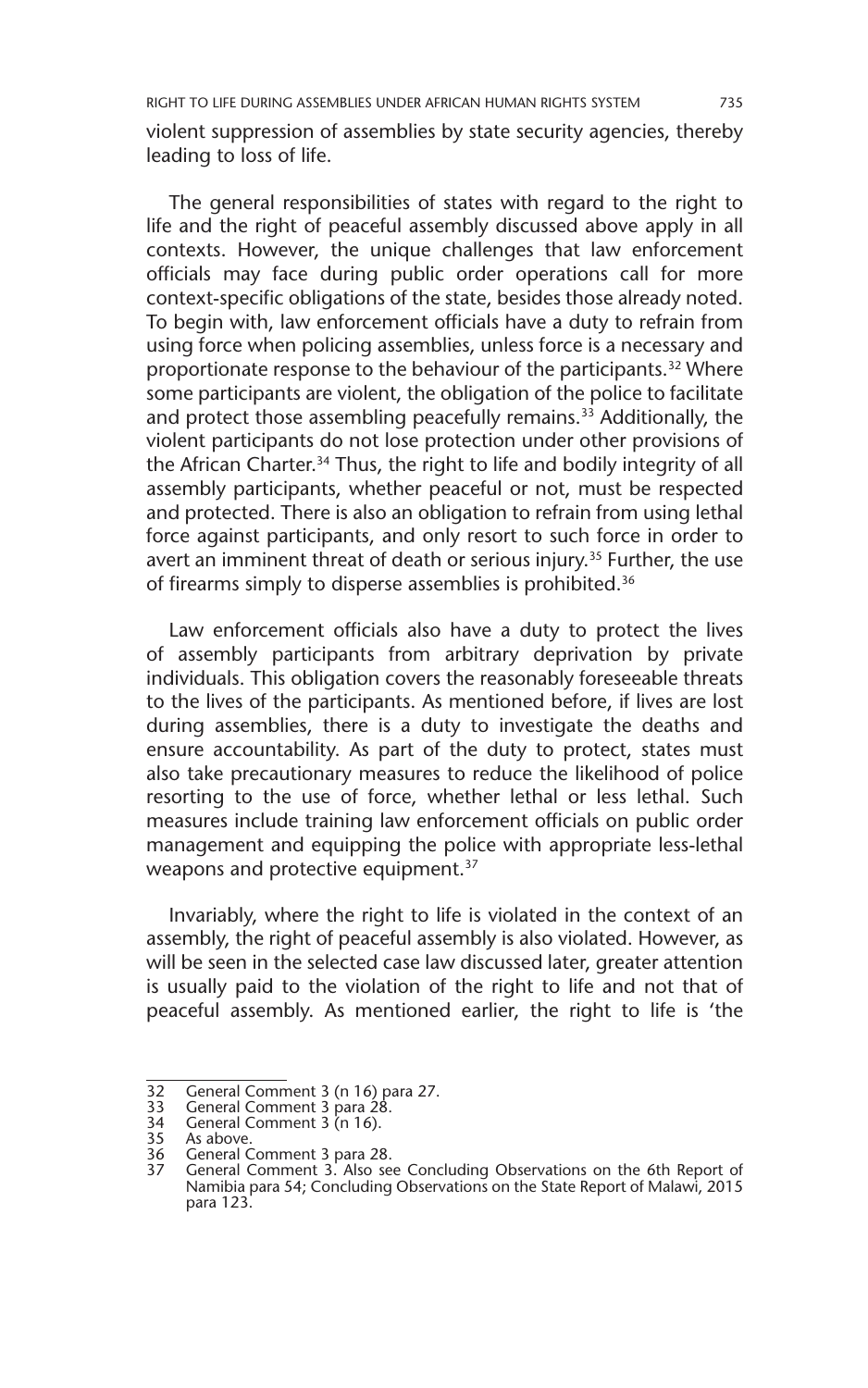violent suppression of assemblies by state security agencies, thereby leading to loss of life.

The general responsibilities of states with regard to the right to life and the right of peaceful assembly discussed above apply in all contexts. However, the unique challenges that law enforcement officials may face during public order operations call for more context-specific obligations of the state, besides those already noted. To begin with, law enforcement officials have a duty to refrain from using force when policing assemblies, unless force is a necessary and proportionate response to the behaviour of the participants.[32] Where some participants are violent, the obligation of the police to facilitate and protect those assembling peacefully remains.[33] Additionally, the violent participants do not lose protection under other provisions of the African Charter.[34] Thus, the right to life and bodily integrity of all assembly participants, whether peaceful or not, must be respected and protected. There is also an obligation to refrain from using lethal force against participants, and only resort to such force in order to avert an imminent threat of death or serious injury.[35] Further, the use of firearms simply to disperse assemblies is prohibited.[36]

Law enforcement officials also have a duty to protect the lives of assembly participants from arbitrary deprivation by private individuals. This obligation covers the reasonably foreseeable threats to the lives of the participants. As mentioned before, if lives are lost during assemblies, there is a duty to investigate the deaths and ensure accountability. As part of the duty to protect, states must also take precautionary measures to reduce the likelihood of police resorting to the use of force, whether lethal or less lethal. Such measures include training law enforcement officials on public order management and equipping the police with appropriate less-lethal weapons and protective equipment.[37]

Invariably, where the right to life is violated in the context of an assembly, the right of peaceful assembly is also violated. However, as will be seen in the selected case law discussed later, greater attention is usually paid to the violation of the right to life and not that of peaceful assembly. As mentioned earlier, the right to life is 'the

---

32 General Comment 3 (n 16) para 27.
33 General Comment 3 para 28.
34 General Comment 3 (n 16).
35 As above.
36 General Comment 3 para 28.
37 General Comment 3. Also see Concluding Observations on the 6th Report of Namibia para 54; Concluding Observations on the State Report of Malawi, 2015 para 123.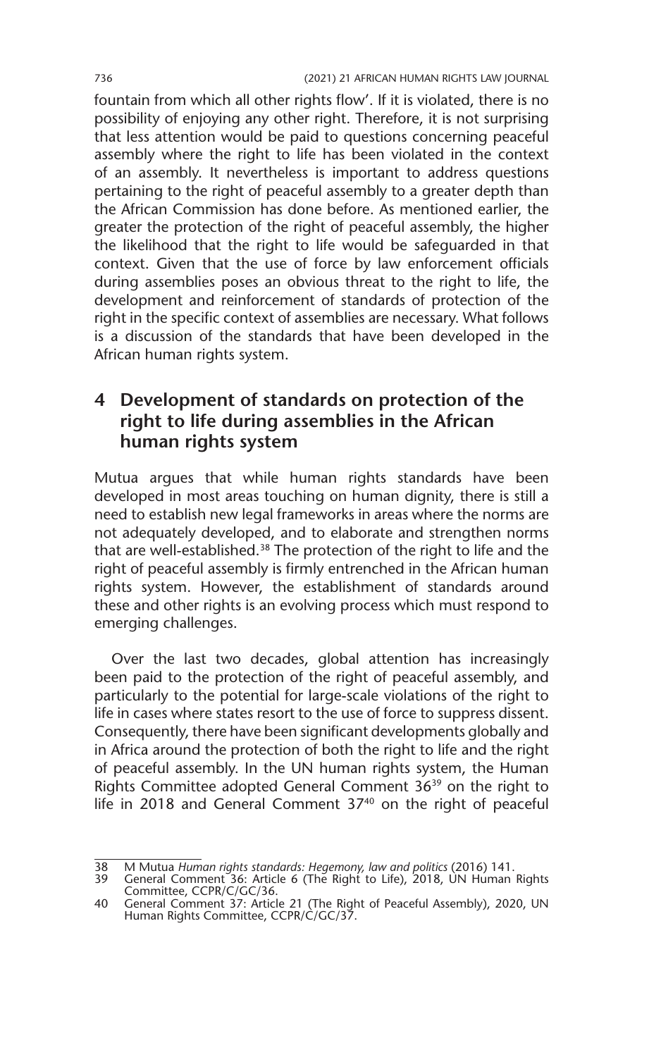fountain from which all other rights flow'. If it is violated, there is no possibility of enjoying any other right. Therefore, it is not surprising that less attention would be paid to questions concerning peaceful assembly where the right to life has been violated in the context of an assembly. It nevertheless is important to address questions pertaining to the right of peaceful assembly to a greater depth than the African Commission has done before. As mentioned earlier, the greater the protection of the right of peaceful assembly, the higher the likelihood that the right to life would be safeguarded in that context. Given that the use of force by law enforcement officials during assemblies poses an obvious threat to the right to life, the development and reinforcement of standards of protection of the right in the specific context of assemblies are necessary. What follows is a discussion of the standards that have been developed in the African human rights system.

## 4 Development of standards on protection of the right to life during assemblies in the African human rights system

Mutua argues that while human rights standards have been developed in most areas touching on human dignity, there is still a need to establish new legal frameworks in areas where the norms are not adequately developed, and to elaborate and strengthen norms that are well-established.[38] The protection of the right to life and the right of peaceful assembly is firmly entrenched in the African human rights system. However, the establishment of standards around these and other rights is an evolving process which must respond to emerging challenges.

Over the last two decades, global attention has increasingly been paid to the protection of the right of peaceful assembly, and particularly to the potential for large-scale violations of the right to life in cases where states resort to the use of force to suppress dissent. Consequently, there have been significant developments globally and in Africa around the protection of both the right to life and the right of peaceful assembly. In the UN human rights system, the Human Rights Committee adopted General Comment 36[39] on the right to life in 2018 and General Comment 37[40] on the right of peaceful

---

38 M Mutua *Human rights standards: Hegemony, law and politics* (2016) 141.

39 General Comment 36: Article 6 (The Right to Life), 2018, UN Human Rights Committee, CCPR/C/GC/36.

40 General Comment 37: Article 21 (The Right of Peaceful Assembly), 2020, UN Human Rights Committee, CCPR/C/GC/37.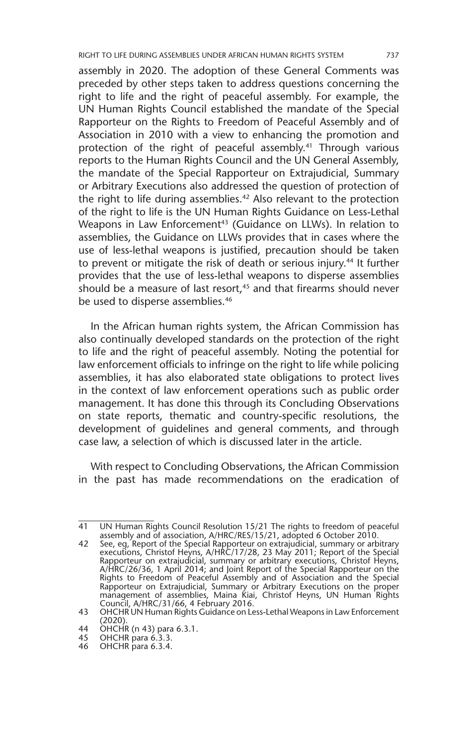assembly in 2020. The adoption of these General Comments was preceded by other steps taken to address questions concerning the right to life and the right of peaceful assembly. For example, the UN Human Rights Council established the mandate of the Special Rapporteur on the Rights to Freedom of Peaceful Assembly and of Association in 2010 with a view to enhancing the promotion and protection of the right of peaceful assembly.[41] Through various reports to the Human Rights Council and the UN General Assembly, the mandate of the Special Rapporteur on Extrajudicial, Summary or Arbitrary Executions also addressed the question of protection of the right to life during assemblies.[42] Also relevant to the protection of the right to life is the UN Human Rights Guidance on Less-Lethal Weapons in Law Enforcement[43] (Guidance on LLWs). In relation to assemblies, the Guidance on LLWs provides that in cases where the use of less-lethal weapons is justified, precaution should be taken to prevent or mitigate the risk of death or serious injury.[44] It further provides that the use of less-lethal weapons to disperse assemblies should be a measure of last resort,[45] and that firearms should never be used to disperse assemblies.[46]

In the African human rights system, the African Commission has also continually developed standards on the protection of the right to life and the right of peaceful assembly. Noting the potential for law enforcement officials to infringe on the right to life while policing assemblies, it has also elaborated state obligations to protect lives in the context of law enforcement operations such as public order management. It has done this through its Concluding Observations on state reports, thematic and country-specific resolutions, the development of guidelines and general comments, and through case law, a selection of which is discussed later in the article.

With respect to Concluding Observations, the African Commission in the past has made recommendations on the eradication of

---

41 UN Human Rights Council Resolution 15/21 The rights to freedom of peaceful assembly and of association, A/HRC/RES/15/21, adopted 6 October 2010.

42 See, eg, Report of the Special Rapporteur on extrajudicial, summary or arbitrary executions, Christof Heyns, A/HRC/17/28, 23 May 2011; Report of the Special Rapporteur on extrajudicial, summary or arbitrary executions, Christof Heyns, A/HRC/26/36, 1 April 2014; and Joint Report of the Special Rapporteur on the Rights to Freedom of Peaceful Assembly and of Association and the Special Rapporteur on Extrajudicial, Summary or Arbitrary Executions on the proper management of assemblies, Maina Kiai, Christof Heyns, UN Human Rights Council, A/HRC/31/66, 4 February 2016.

43 OHCHR UN Human Rights Guidance on Less-Lethal Weapons in Law Enforcement (2020).

44 OHCHR (n 43) para 6.3.1.

45 OHCHR para 6.3.3.

46 OHCHR para 6.3.4.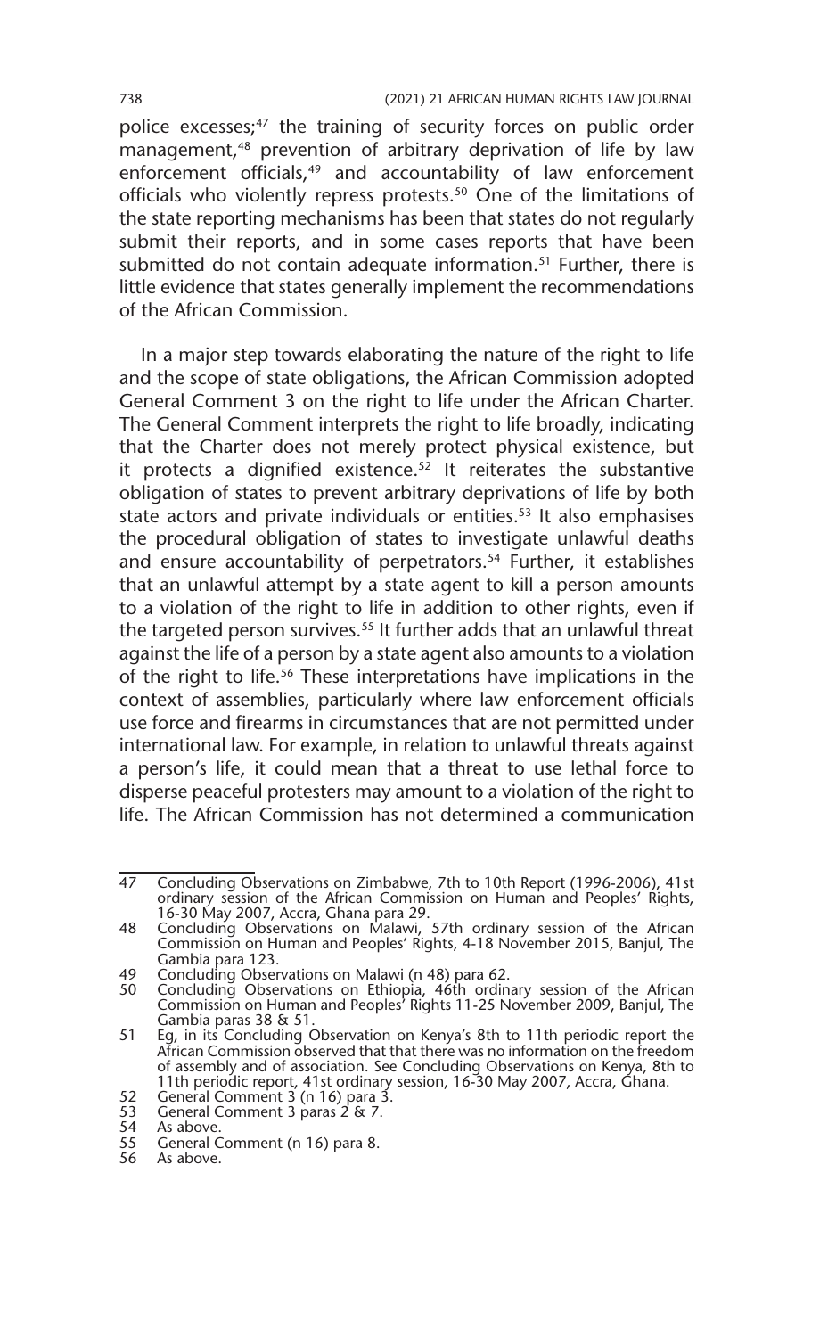police excesses;[47] the training of security forces on public order management,[48] prevention of arbitrary deprivation of life by law enforcement officials,[49] and accountability of law enforcement officials who violently repress protests.[50] One of the limitations of the state reporting mechanisms has been that states do not regularly submit their reports, and in some cases reports that have been submitted do not contain adequate information.[51] Further, there is little evidence that states generally implement the recommendations of the African Commission.

In a major step towards elaborating the nature of the right to life and the scope of state obligations, the African Commission adopted General Comment 3 on the right to life under the African Charter. The General Comment interprets the right to life broadly, indicating that the Charter does not merely protect physical existence, but it protects a dignified existence.[52] It reiterates the substantive obligation of states to prevent arbitrary deprivations of life by both state actors and private individuals or entities.[53] It also emphasises the procedural obligation of states to investigate unlawful deaths and ensure accountability of perpetrators.[54] Further, it establishes that an unlawful attempt by a state agent to kill a person amounts to a violation of the right to life in addition to other rights, even if the targeted person survives.[55] It further adds that an unlawful threat against the life of a person by a state agent also amounts to a violation of the right to life.[56] These interpretations have implications in the context of assemblies, particularly where law enforcement officials use force and firearms in circumstances that are not permitted under international law. For example, in relation to unlawful threats against a person's life, it could mean that a threat to use lethal force to disperse peaceful protesters may amount to a violation of the right to life. The African Commission has not determined a communication

---

47 Concluding Observations on Zimbabwe, 7th to 10th Report (1996-2006), 41st ordinary session of the African Commission on Human and Peoples' Rights, 16-30 May 2007, Accra, Ghana para 29.

48 Concluding Observations on Malawi, 57th ordinary session of the African Commission on Human and Peoples' Rights, 4-18 November 2015, Banjul, The Gambia para 123.

49 Concluding Observations on Malawi (n 48) para 62.

50 Concluding Observations on Ethiopia, 46th ordinary session of the African Commission on Human and Peoples' Rights 11-25 November 2009, Banjul, The Gambia paras 38 & 51.

51 Eg, in its Concluding Observation on Kenya's 8th to 11th periodic report the African Commission observed that that there was no information on the freedom of assembly and of association. See Concluding Observations on Kenya, 8th to 11th periodic report, 41st ordinary session, 16-30 May 2007, Accra, Ghana.

52 General Comment 3 (n 16) para 3.

53 General Comment 3 paras 2 & 7.

54 As above.

55 General Comment (n 16) para 8.

56 As above.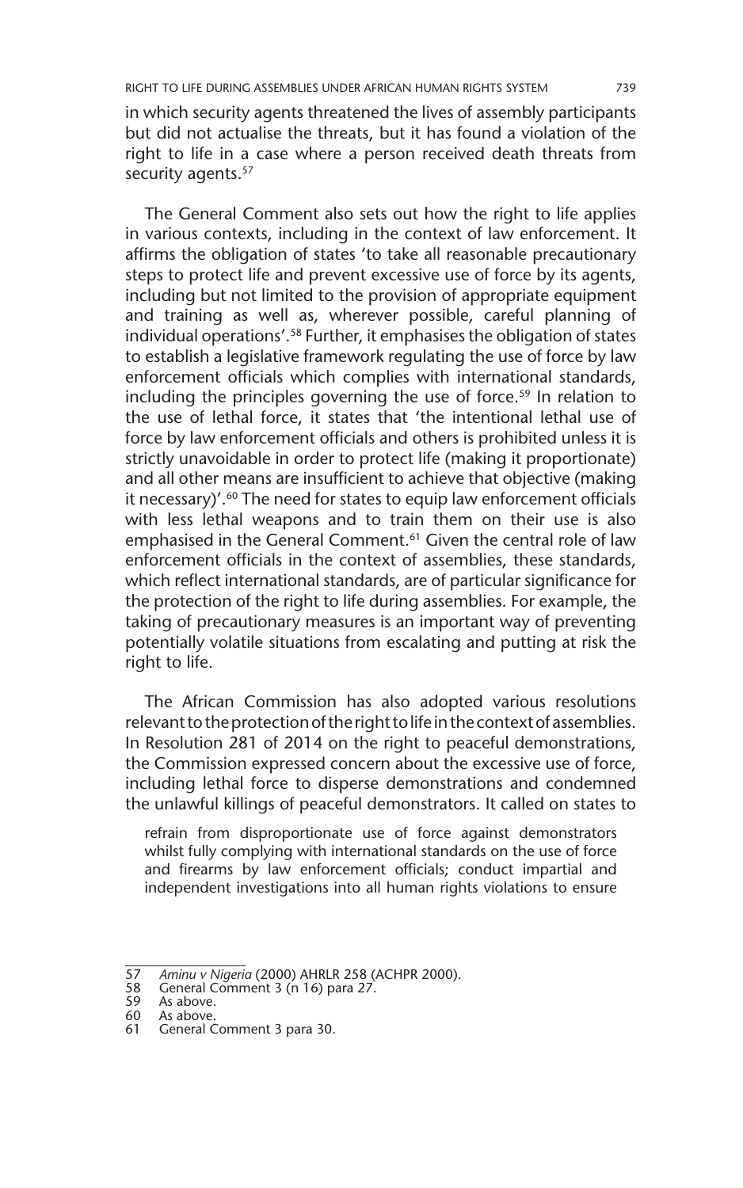in which security agents threatened the lives of assembly participants but did not actualise the threats, but it has found a violation of the right to life in a case where a person received death threats from security agents.[57]

The General Comment also sets out how the right to life applies in various contexts, including in the context of law enforcement. It affirms the obligation of states 'to take all reasonable precautionary steps to protect life and prevent excessive use of force by its agents, including but not limited to the provision of appropriate equipment and training as well as, wherever possible, careful planning of individual operations'.[58] Further, it emphasises the obligation of states to establish a legislative framework regulating the use of force by law enforcement officials which complies with international standards, including the principles governing the use of force.[59] In relation to the use of lethal force, it states that 'the intentional lethal use of force by law enforcement officials and others is prohibited unless it is strictly unavoidable in order to protect life (making it proportionate) and all other means are insufficient to achieve that objective (making it necessary)'.[60] The need for states to equip law enforcement officials with less lethal weapons and to train them on their use is also emphasised in the General Comment.[61] Given the central role of law enforcement officials in the context of assemblies, these standards, which reflect international standards, are of particular significance for the protection of the right to life during assemblies. For example, the taking of precautionary measures is an important way of preventing potentially volatile situations from escalating and putting at risk the right to life.

The African Commission has also adopted various resolutions relevant to the protection of the right to life in the context of assemblies. In Resolution 281 of 2014 on the right to peaceful demonstrations, the Commission expressed concern about the excessive use of force, including lethal force to disperse demonstrations and condemned the unlawful killings of peaceful demonstrators. It called on states to

> refrain from disproportionate use of force against demonstrators whilst fully complying with international standards on the use of force and firearms by law enforcement officials; conduct impartial and independent investigations into all human rights violations to ensure

---

57 *Aminu v Nigeria* (2000) AHRLR 258 (ACHPR 2000).
58 General Comment 3 (n 16) para 27.
59 As above.
60 As above.
61 General Comment 3 para 30.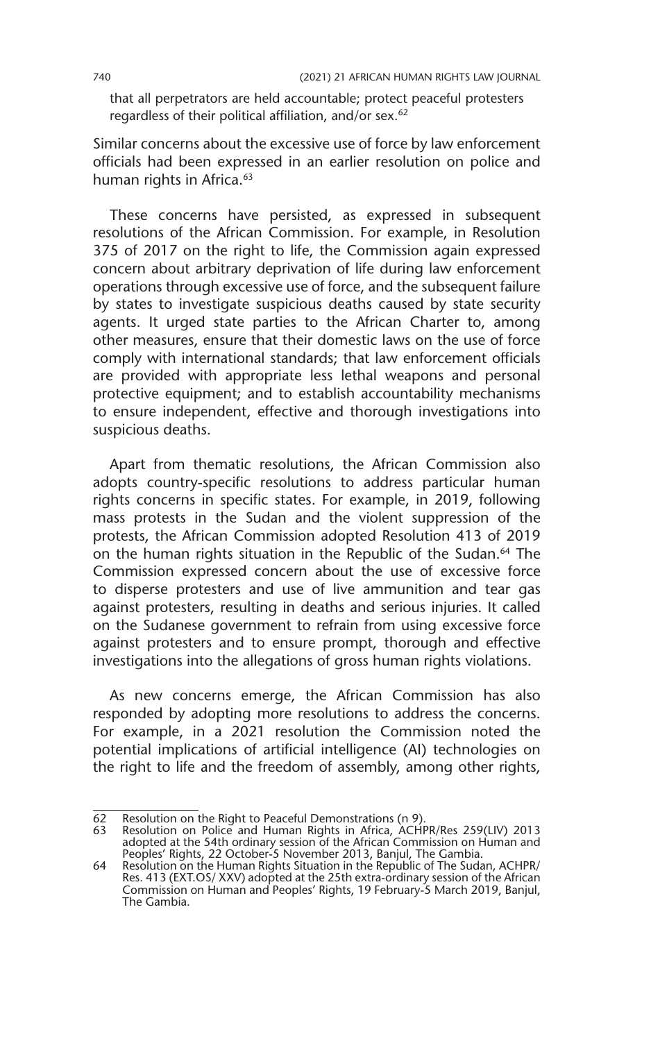that all perpetrators are held accountable; protect peaceful protesters regardless of their political affiliation, and/or sex.[62]

Similar concerns about the excessive use of force by law enforcement officials had been expressed in an earlier resolution on police and human rights in Africa.[63]

These concerns have persisted, as expressed in subsequent resolutions of the African Commission. For example, in Resolution 375 of 2017 on the right to life, the Commission again expressed concern about arbitrary deprivation of life during law enforcement operations through excessive use of force, and the subsequent failure by states to investigate suspicious deaths caused by state security agents. It urged state parties to the African Charter to, among other measures, ensure that their domestic laws on the use of force comply with international standards; that law enforcement officials are provided with appropriate less lethal weapons and personal protective equipment; and to establish accountability mechanisms to ensure independent, effective and thorough investigations into suspicious deaths.

Apart from thematic resolutions, the African Commission also adopts country-specific resolutions to address particular human rights concerns in specific states. For example, in 2019, following mass protests in the Sudan and the violent suppression of the protests, the African Commission adopted Resolution 413 of 2019 on the human rights situation in the Republic of the Sudan.[64] The Commission expressed concern about the use of excessive force to disperse protesters and use of live ammunition and tear gas against protesters, resulting in deaths and serious injuries. It called on the Sudanese government to refrain from using excessive force against protesters and to ensure prompt, thorough and effective investigations into the allegations of gross human rights violations.

As new concerns emerge, the African Commission has also responded by adopting more resolutions to address the concerns. For example, in a 2021 resolution the Commission noted the potential implications of artificial intelligence (AI) technologies on the right to life and the freedom of assembly, among other rights,

---

62 Resolution on the Right to Peaceful Demonstrations (n 9).

63 Resolution on Police and Human Rights in Africa, ACHPR/Res 259(LIV) 2013 adopted at the 54th ordinary session of the African Commission on Human and Peoples' Rights, 22 October-5 November 2013, Banjul, The Gambia.

64 Resolution on the Human Rights Situation in the Republic of The Sudan, ACHPR/ Res. 413 (EXT.OS/ XXV) adopted at the 25th extra-ordinary session of the African Commission on Human and Peoples' Rights, 19 February-5 March 2019, Banjul, The Gambia.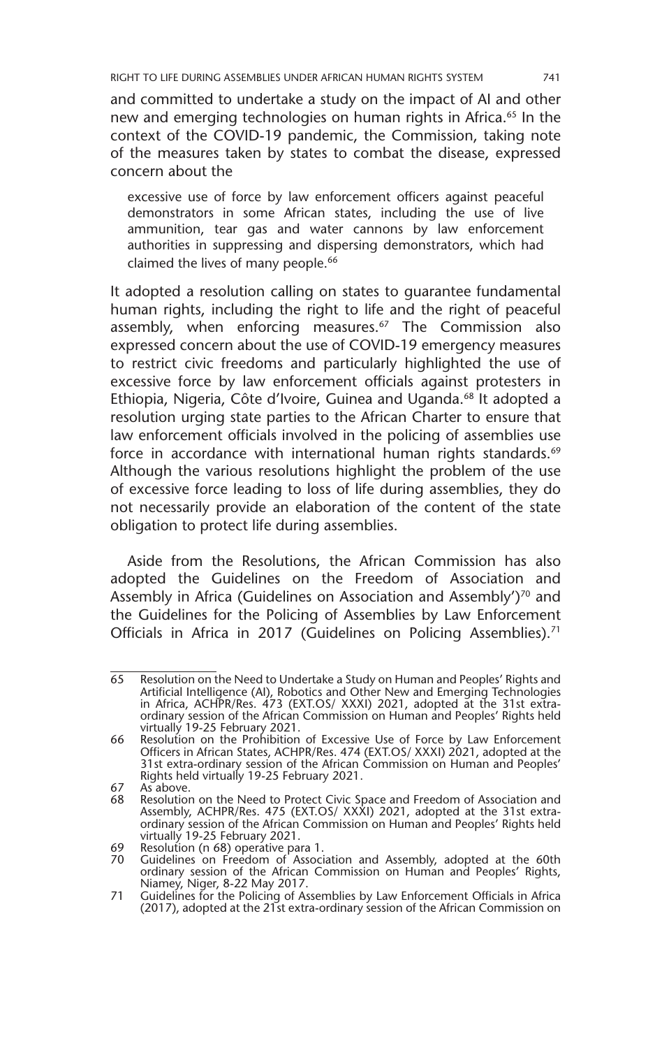and committed to undertake a study on the impact of AI and other new and emerging technologies on human rights in Africa.[65] In the context of the COVID-19 pandemic, the Commission, taking note of the measures taken by states to combat the disease, expressed concern about the

> excessive use of force by law enforcement officers against peaceful demonstrators in some African states, including the use of live ammunition, tear gas and water cannons by law enforcement authorities in suppressing and dispersing demonstrators, which had claimed the lives of many people.[66]

It adopted a resolution calling on states to guarantee fundamental human rights, including the right to life and the right of peaceful assembly, when enforcing measures.[67] The Commission also expressed concern about the use of COVID-19 emergency measures to restrict civic freedoms and particularly highlighted the use of excessive force by law enforcement officials against protesters in Ethiopia, Nigeria, Côte d'Ivoire, Guinea and Uganda.[68] It adopted a resolution urging state parties to the African Charter to ensure that law enforcement officials involved in the policing of assemblies use force in accordance with international human rights standards.[69] Although the various resolutions highlight the problem of the use of excessive force leading to loss of life during assemblies, they do not necessarily provide an elaboration of the content of the state obligation to protect life during assemblies.

Aside from the Resolutions, the African Commission has also adopted the Guidelines on the Freedom of Association and Assembly in Africa (Guidelines on Association and Assembly')[70] and the Guidelines for the Policing of Assemblies by Law Enforcement Officials in Africa in 2017 (Guidelines on Policing Assemblies).[71]

---

65 Resolution on the Need to Undertake a Study on Human and Peoples' Rights and Artificial Intelligence (AI), Robotics and Other New and Emerging Technologies in Africa, ACHPR/Res. 473 (EXT.OS/ XXXI) 2021, adopted at the 31st extra-ordinary session of the African Commission on Human and Peoples' Rights held virtually 19-25 February 2021.

66 Resolution on the Prohibition of Excessive Use of Force by Law Enforcement Officers in African States, ACHPR/Res. 474 (EXT.OS/ XXXI) 2021, adopted at the 31st extra-ordinary session of the African Commission on Human and Peoples' Rights held virtually 19-25 February 2021.

67 As above.

68 Resolution on the Need to Protect Civic Space and Freedom of Association and Assembly, ACHPR/Res. 475 (EXT.OS/ XXXI) 2021, adopted at the 31st extra-ordinary session of the African Commission on Human and Peoples' Rights held virtually 19-25 February 2021.

69 Resolution (n 68) operative para 1.

70 Guidelines on Freedom of Association and Assembly, adopted at the 60th ordinary session of the African Commission on Human and Peoples' Rights, Niamey, Niger, 8-22 May 2017.

71 Guidelines for the Policing of Assemblies by Law Enforcement Officials in Africa (2017), adopted at the 21st extra-ordinary session of the African Commission on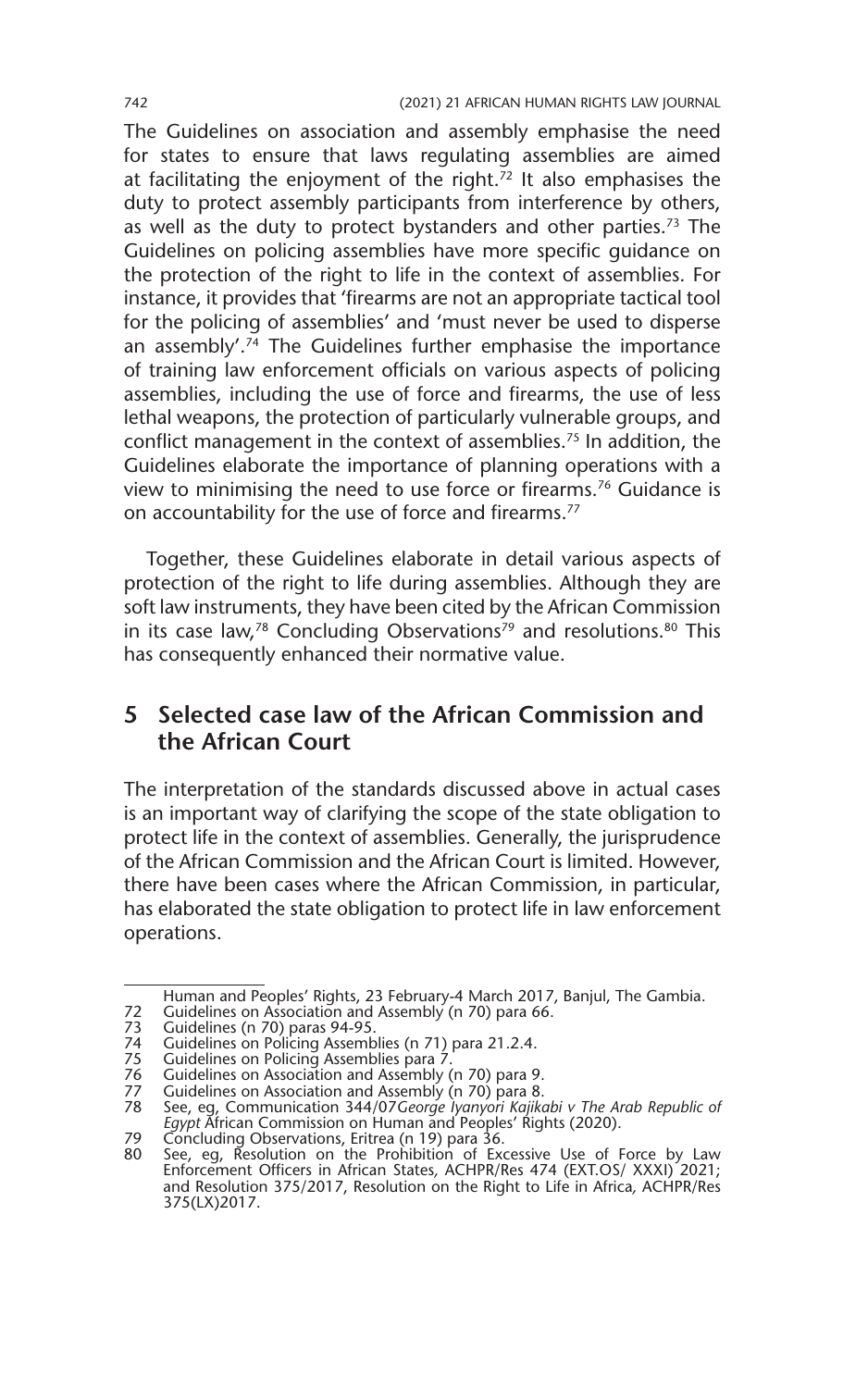The Guidelines on association and assembly emphasise the need for states to ensure that laws regulating assemblies are aimed at facilitating the enjoyment of the right.[72] It also emphasises the duty to protect assembly participants from interference by others, as well as the duty to protect bystanders and other parties.[73] The Guidelines on policing assemblies have more specific guidance on the protection of the right to life in the context of assemblies. For instance, it provides that 'firearms are not an appropriate tactical tool for the policing of assemblies' and 'must never be used to disperse an assembly'.[74] The Guidelines further emphasise the importance of training law enforcement officials on various aspects of policing assemblies, including the use of force and firearms, the use of less lethal weapons, the protection of particularly vulnerable groups, and conflict management in the context of assemblies.[75] In addition, the Guidelines elaborate the importance of planning operations with a view to minimising the need to use force or firearms.[76] Guidance is on accountability for the use of force and firearms.[77]

Together, these Guidelines elaborate in detail various aspects of protection of the right to life during assemblies. Although they are soft law instruments, they have been cited by the African Commission in its case law,[78] Concluding Observations[79] and resolutions.[80] This has consequently enhanced their normative value.

## 5 Selected case law of the African Commission and the African Court

The interpretation of the standards discussed above in actual cases is an important way of clarifying the scope of the state obligation to protect life in the context of assemblies. Generally, the jurisprudence of the African Commission and the African Court is limited. However, there have been cases where the African Commission, in particular, has elaborated the state obligation to protect life in law enforcement operations.

---

Human and Peoples' Rights, 23 February-4 March 2017, Banjul, The Gambia.

72 Guidelines on Association and Assembly (n 70) para 66.
73 Guidelines (n 70) paras 94-95.
74 Guidelines on Policing Assemblies (n 71) para 21.2.4.
75 Guidelines on Policing Assemblies para 7.
76 Guidelines on Association and Assembly (n 70) para 9.
77 Guidelines on Association and Assembly (n 70) para 8.
78 See, eg, Communication 344/07 *George Iyanyori Kajikabi v The Arab Republic of Egypt* African Commission on Human and Peoples' Rights (2020).
79 Concluding Observations, Eritrea (n 19) para 36.
80 See, eg, Resolution on the Prohibition of Excessive Use of Force by Law Enforcement Officers in African States, ACHPR/Res 474 (EXT.OS/ XXXI) 2021; and Resolution 375/2017, Resolution on the Right to Life in Africa, ACHPR/Res 375(LX)2017.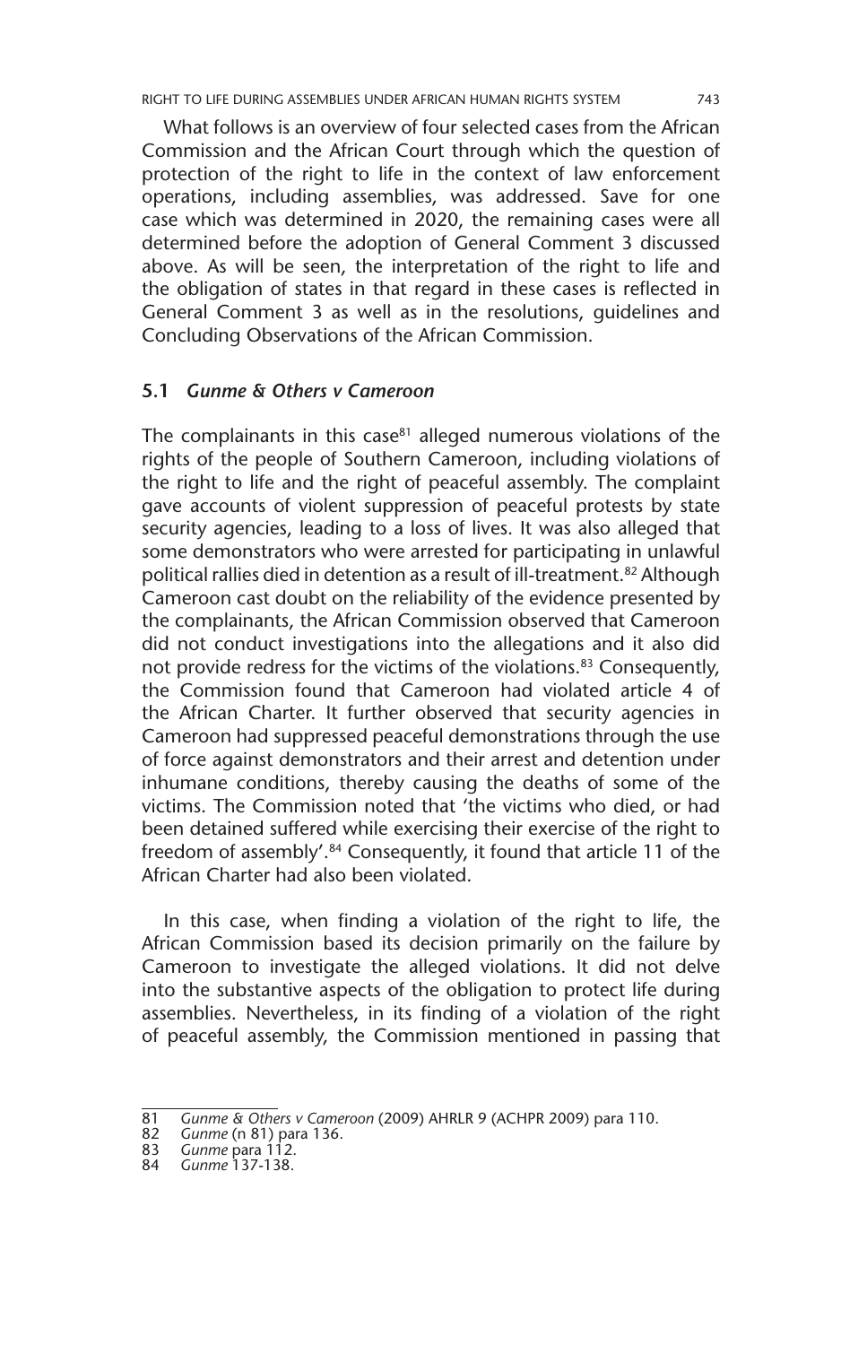What follows is an overview of four selected cases from the African Commission and the African Court through which the question of protection of the right to life in the context of law enforcement operations, including assemblies, was addressed. Save for one case which was determined in 2020, the remaining cases were all determined before the adoption of General Comment 3 discussed above. As will be seen, the interpretation of the right to life and the obligation of states in that regard in these cases is reflected in General Comment 3 as well as in the resolutions, guidelines and Concluding Observations of the African Commission.

### 5.1 *Gunme & Others v Cameroon*

The complainants in this case[81] alleged numerous violations of the rights of the people of Southern Cameroon, including violations of the right to life and the right of peaceful assembly. The complaint gave accounts of violent suppression of peaceful protests by state security agencies, leading to a loss of lives. It was also alleged that some demonstrators who were arrested for participating in unlawful political rallies died in detention as a result of ill-treatment.[82] Although Cameroon cast doubt on the reliability of the evidence presented by the complainants, the African Commission observed that Cameroon did not conduct investigations into the allegations and it also did not provide redress for the victims of the violations.[83] Consequently, the Commission found that Cameroon had violated article 4 of the African Charter. It further observed that security agencies in Cameroon had suppressed peaceful demonstrations through the use of force against demonstrators and their arrest and detention under inhumane conditions, thereby causing the deaths of some of the victims. The Commission noted that 'the victims who died, or had been detained suffered while exercising their exercise of the right to freedom of assembly'.[84] Consequently, it found that article 11 of the African Charter had also been violated.

In this case, when finding a violation of the right to life, the African Commission based its decision primarily on the failure by Cameroon to investigate the alleged violations. It did not delve into the substantive aspects of the obligation to protect life during assemblies. Nevertheless, in its finding of a violation of the right of peaceful assembly, the Commission mentioned in passing that

---

81 *Gunme & Others v Cameroon* (2009) AHRLR 9 (ACHPR 2009) para 110.

82 *Gunme* (n 81) para 136.

83 *Gunme* para 112.

84 *Gunme* 137-138.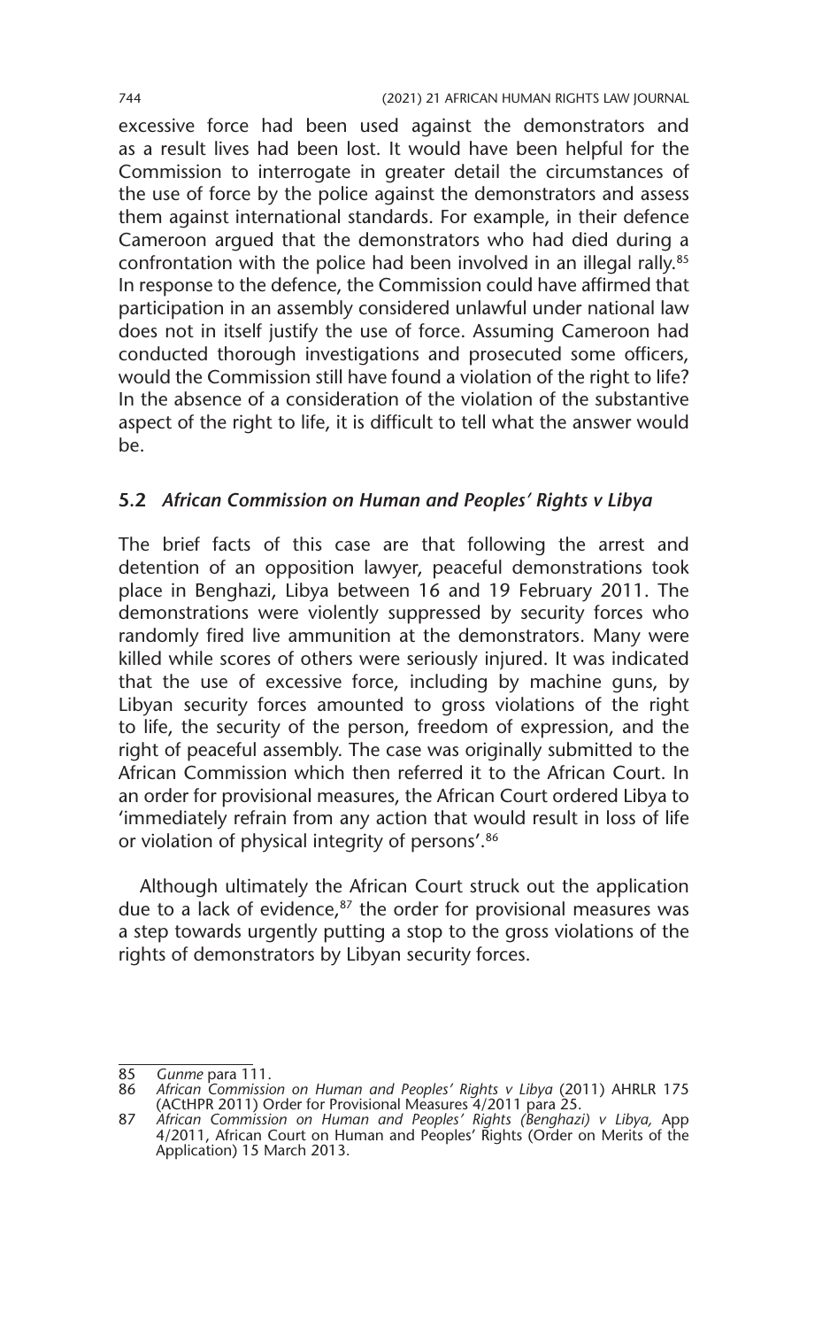excessive force had been used against the demonstrators and as a result lives had been lost. It would have been helpful for the Commission to interrogate in greater detail the circumstances of the use of force by the police against the demonstrators and assess them against international standards. For example, in their defence Cameroon argued that the demonstrators who had died during a confrontation with the police had been involved in an illegal rally.[85] In response to the defence, the Commission could have affirmed that participation in an assembly considered unlawful under national law does not in itself justify the use of force. Assuming Cameroon had conducted thorough investigations and prosecuted some officers, would the Commission still have found a violation of the right to life? In the absence of a consideration of the violation of the substantive aspect of the right to life, it is difficult to tell what the answer would be.

### 5.2 *African Commission on Human and Peoples' Rights v Libya*

The brief facts of this case are that following the arrest and detention of an opposition lawyer, peaceful demonstrations took place in Benghazi, Libya between 16 and 19 February 2011. The demonstrations were violently suppressed by security forces who randomly fired live ammunition at the demonstrators. Many were killed while scores of others were seriously injured. It was indicated that the use of excessive force, including by machine guns, by Libyan security forces amounted to gross violations of the right to life, the security of the person, freedom of expression, and the right of peaceful assembly. The case was originally submitted to the African Commission which then referred it to the African Court. In an order for provisional measures, the African Court ordered Libya to 'immediately refrain from any action that would result in loss of life or violation of physical integrity of persons'.[86]

Although ultimately the African Court struck out the application due to a lack of evidence,[87] the order for provisional measures was a step towards urgently putting a stop to the gross violations of the rights of demonstrators by Libyan security forces.

---

85 *Gunme* para 111.

86 *African Commission on Human and Peoples' Rights v Libya* (2011) AHRLR 175 (ACtHPR 2011) Order for Provisional Measures 4/2011 para 25.

87 *African Commission on Human and Peoples' Rights (Benghazi) v Libya,* App 4/2011, African Court on Human and Peoples' Rights (Order on Merits of the Application) 15 March 2013.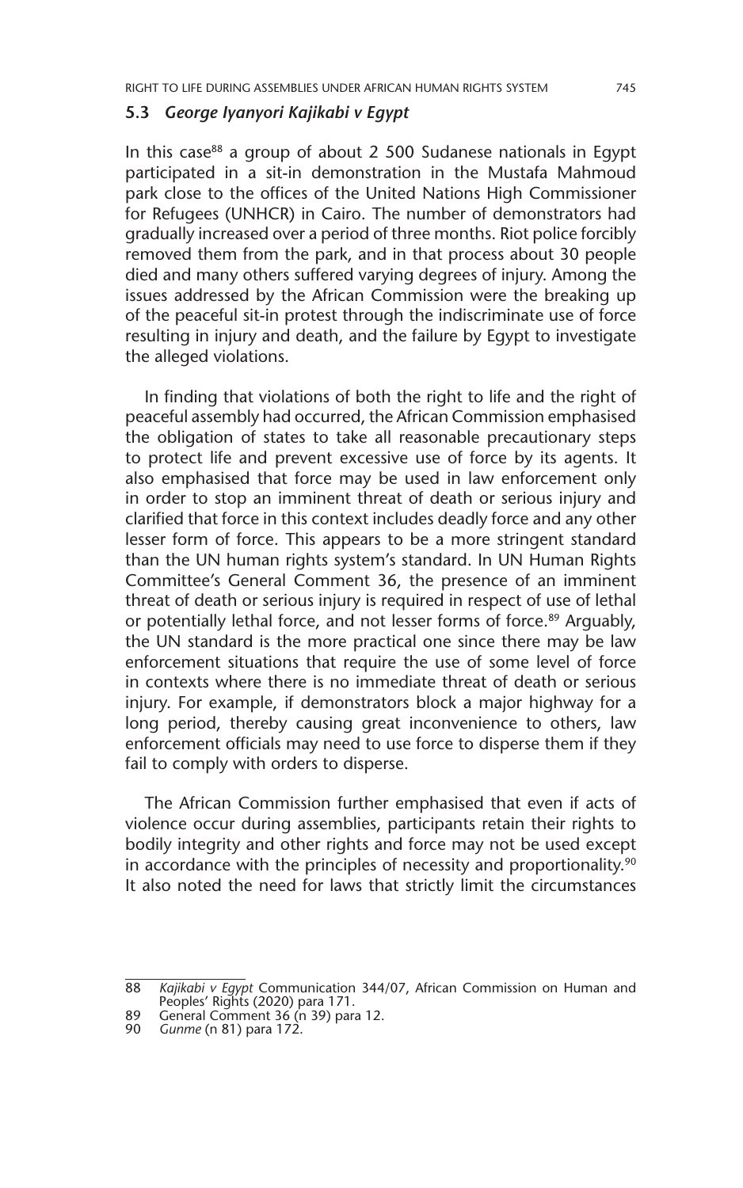### 5.3 *George Iyanyori Kajikabi v Egypt*

In this case[88] a group of about 2 500 Sudanese nationals in Egypt participated in a sit-in demonstration in the Mustafa Mahmoud park close to the offices of the United Nations High Commissioner for Refugees (UNHCR) in Cairo. The number of demonstrators had gradually increased over a period of three months. Riot police forcibly removed them from the park, and in that process about 30 people died and many others suffered varying degrees of injury. Among the issues addressed by the African Commission were the breaking up of the peaceful sit-in protest through the indiscriminate use of force resulting in injury and death, and the failure by Egypt to investigate the alleged violations.

In finding that violations of both the right to life and the right of peaceful assembly had occurred, the African Commission emphasised the obligation of states to take all reasonable precautionary steps to protect life and prevent excessive use of force by its agents. It also emphasised that force may be used in law enforcement only in order to stop an imminent threat of death or serious injury and clarified that force in this context includes deadly force and any other lesser form of force. This appears to be a more stringent standard than the UN human rights system's standard. In UN Human Rights Committee's General Comment 36, the presence of an imminent threat of death or serious injury is required in respect of use of lethal or potentially lethal force, and not lesser forms of force.[89] Arguably, the UN standard is the more practical one since there may be law enforcement situations that require the use of some level of force in contexts where there is no immediate threat of death or serious injury. For example, if demonstrators block a major highway for a long period, thereby causing great inconvenience to others, law enforcement officials may need to use force to disperse them if they fail to comply with orders to disperse.

The African Commission further emphasised that even if acts of violence occur during assemblies, participants retain their rights to bodily integrity and other rights and force may not be used except in accordance with the principles of necessity and proportionality.[90] It also noted the need for laws that strictly limit the circumstances

88 *Kajikabi v Egypt* Communication 344/07, African Commission on Human and Peoples' Rights (2020) para 171.

89 General Comment 36 (n 39) para 12.

90 *Gunme* (n 81) para 172.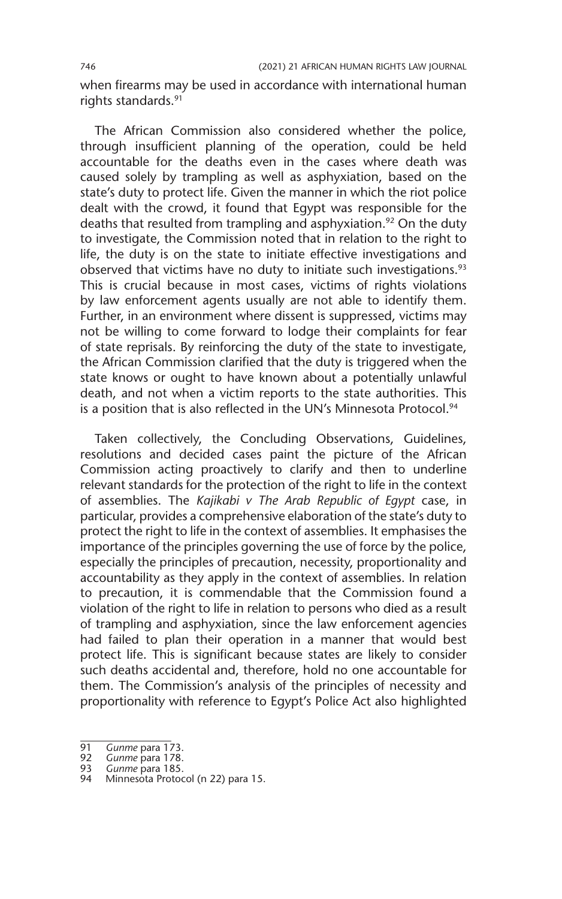when firearms may be used in accordance with international human rights standards.[91]

The African Commission also considered whether the police, through insufficient planning of the operation, could be held accountable for the deaths even in the cases where death was caused solely by trampling as well as asphyxiation, based on the state's duty to protect life. Given the manner in which the riot police dealt with the crowd, it found that Egypt was responsible for the deaths that resulted from trampling and asphyxiation.[92] On the duty to investigate, the Commission noted that in relation to the right to life, the duty is on the state to initiate effective investigations and observed that victims have no duty to initiate such investigations.[93] This is crucial because in most cases, victims of rights violations by law enforcement agents usually are not able to identify them. Further, in an environment where dissent is suppressed, victims may not be willing to come forward to lodge their complaints for fear of state reprisals. By reinforcing the duty of the state to investigate, the African Commission clarified that the duty is triggered when the state knows or ought to have known about a potentially unlawful death, and not when a victim reports to the state authorities. This is a position that is also reflected in the UN's Minnesota Protocol.[94]

Taken collectively, the Concluding Observations, Guidelines, resolutions and decided cases paint the picture of the African Commission acting proactively to clarify and then to underline relevant standards for the protection of the right to life in the context of assemblies. The *Kajikabi v The Arab Republic of Egypt* case, in particular, provides a comprehensive elaboration of the state's duty to protect the right to life in the context of assemblies. It emphasises the importance of the principles governing the use of force by the police, especially the principles of precaution, necessity, proportionality and accountability as they apply in the context of assemblies. In relation to precaution, it is commendable that the Commission found a violation of the right to life in relation to persons who died as a result of trampling and asphyxiation, since the law enforcement agencies had failed to plan their operation in a manner that would best protect life. This is significant because states are likely to consider such deaths accidental and, therefore, hold no one accountable for them. The Commission's analysis of the principles of necessity and proportionality with reference to Egypt's Police Act also highlighted

---

91 *Gunme* para 173.
92 *Gunme* para 178.
93 *Gunme* para 185.
94 Minnesota Protocol (n 22) para 15.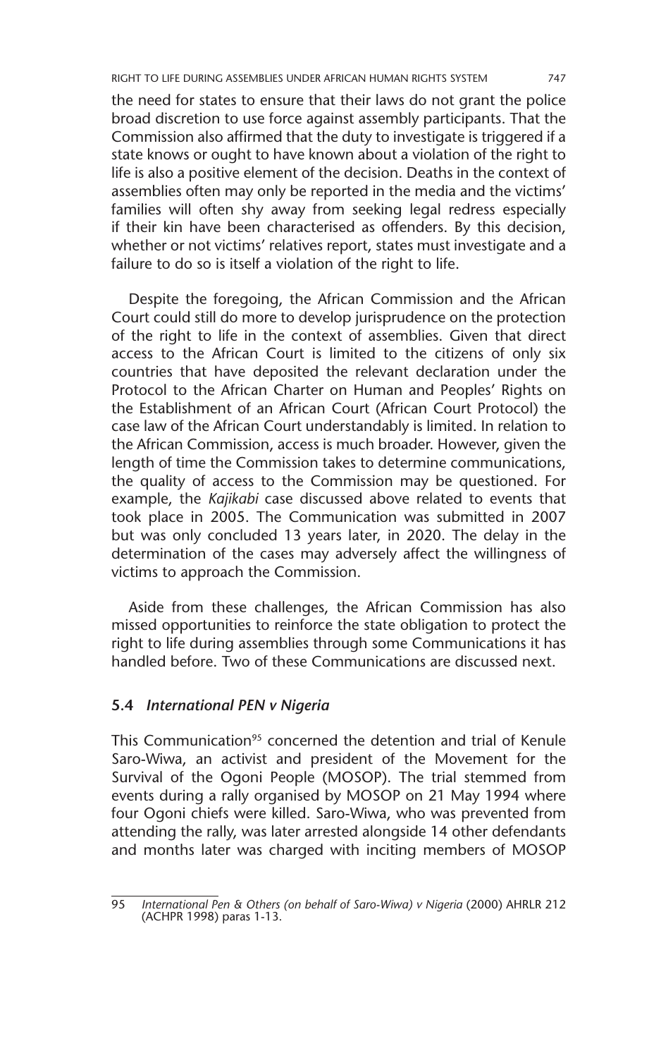the need for states to ensure that their laws do not grant the police broad discretion to use force against assembly participants. That the Commission also affirmed that the duty to investigate is triggered if a state knows or ought to have known about a violation of the right to life is also a positive element of the decision. Deaths in the context of assemblies often may only be reported in the media and the victims' families will often shy away from seeking legal redress especially if their kin have been characterised as offenders. By this decision, whether or not victims' relatives report, states must investigate and a failure to do so is itself a violation of the right to life.

Despite the foregoing, the African Commission and the African Court could still do more to develop jurisprudence on the protection of the right to life in the context of assemblies. Given that direct access to the African Court is limited to the citizens of only six countries that have deposited the relevant declaration under the Protocol to the African Charter on Human and Peoples' Rights on the Establishment of an African Court (African Court Protocol) the case law of the African Court understandably is limited. In relation to the African Commission, access is much broader. However, given the length of time the Commission takes to determine communications, the quality of access to the Commission may be questioned. For example, the *Kajikabi* case discussed above related to events that took place in 2005. The Communication was submitted in 2007 but was only concluded 13 years later, in 2020. The delay in the determination of the cases may adversely affect the willingness of victims to approach the Commission.

Aside from these challenges, the African Commission has also missed opportunities to reinforce the state obligation to protect the right to life during assemblies through some Communications it has handled before. Two of these Communications are discussed next.

### 5.4 *International PEN v Nigeria*

This Communication[95] concerned the detention and trial of Kenule Saro-Wiwa, an activist and president of the Movement for the Survival of the Ogoni People (MOSOP). The trial stemmed from events during a rally organised by MOSOP on 21 May 1994 where four Ogoni chiefs were killed. Saro-Wiwa, who was prevented from attending the rally, was later arrested alongside 14 other defendants and months later was charged with inciting members of MOSOP

---

95 *International Pen & Others (on behalf of Saro-Wiwa) v Nigeria* (2000) AHRLR 212 (ACHPR 1998) paras 1-13.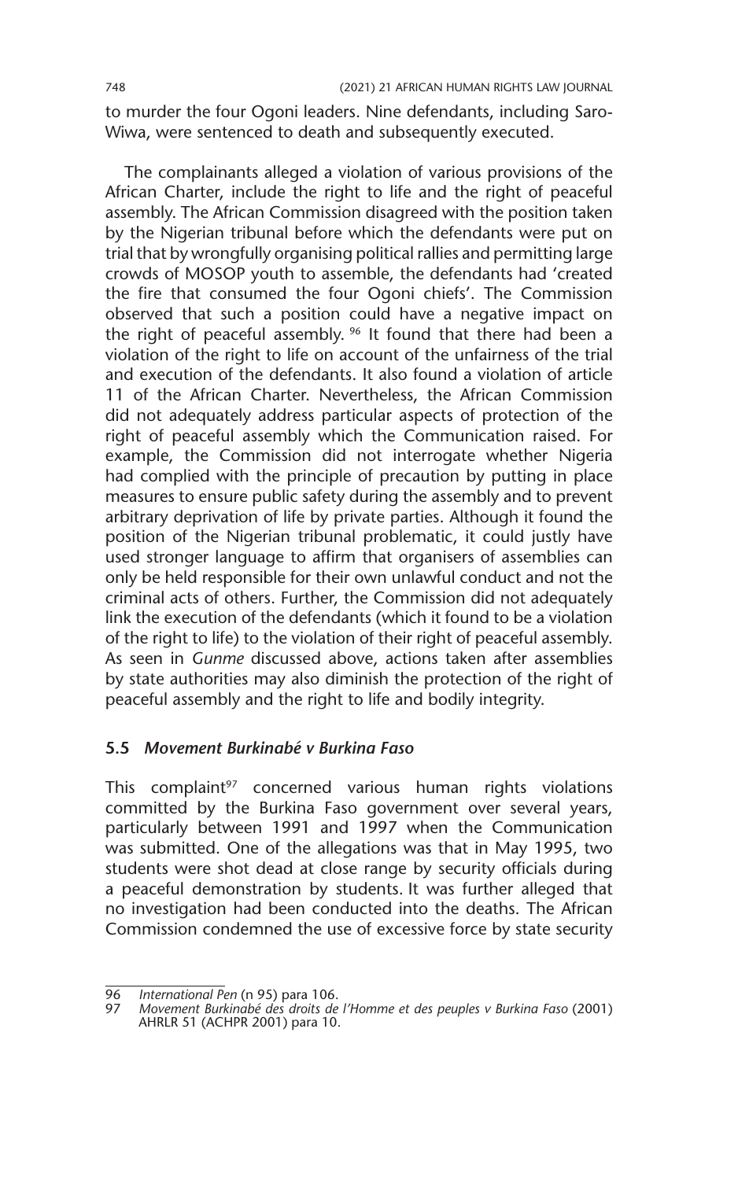to murder the four Ogoni leaders. Nine defendants, including Saro-Wiwa, were sentenced to death and subsequently executed.

The complainants alleged a violation of various provisions of the African Charter, include the right to life and the right of peaceful assembly. The African Commission disagreed with the position taken by the Nigerian tribunal before which the defendants were put on trial that by wrongfully organising political rallies and permitting large crowds of MOSOP youth to assemble, the defendants had 'created the fire that consumed the four Ogoni chiefs'. The Commission observed that such a position could have a negative impact on the right of peaceful assembly.[96] It found that there had been a violation of the right to life on account of the unfairness of the trial and execution of the defendants. It also found a violation of article 11 of the African Charter. Nevertheless, the African Commission did not adequately address particular aspects of protection of the right of peaceful assembly which the Communication raised. For example, the Commission did not interrogate whether Nigeria had complied with the principle of precaution by putting in place measures to ensure public safety during the assembly and to prevent arbitrary deprivation of life by private parties. Although it found the position of the Nigerian tribunal problematic, it could justly have used stronger language to affirm that organisers of assemblies can only be held responsible for their own unlawful conduct and not the criminal acts of others. Further, the Commission did not adequately link the execution of the defendants (which it found to be a violation of the right to life) to the violation of their right of peaceful assembly. As seen in *Gunme* discussed above, actions taken after assemblies by state authorities may also diminish the protection of the right of peaceful assembly and the right to life and bodily integrity.

### 5.5 *Movement Burkinabé v Burkina Faso*

This complaint[97] concerned various human rights violations committed by the Burkina Faso government over several years, particularly between 1991 and 1997 when the Communication was submitted. One of the allegations was that in May 1995, two students were shot dead at close range by security officials during a peaceful demonstration by students. It was further alleged that no investigation had been conducted into the deaths. The African Commission condemned the use of excessive force by state security

---

96 *International Pen* (n 95) para 106.

97 *Movement Burkinabé des droits de l'Homme et des peuples v Burkina Faso* (2001) AHRLR 51 (ACHPR 2001) para 10.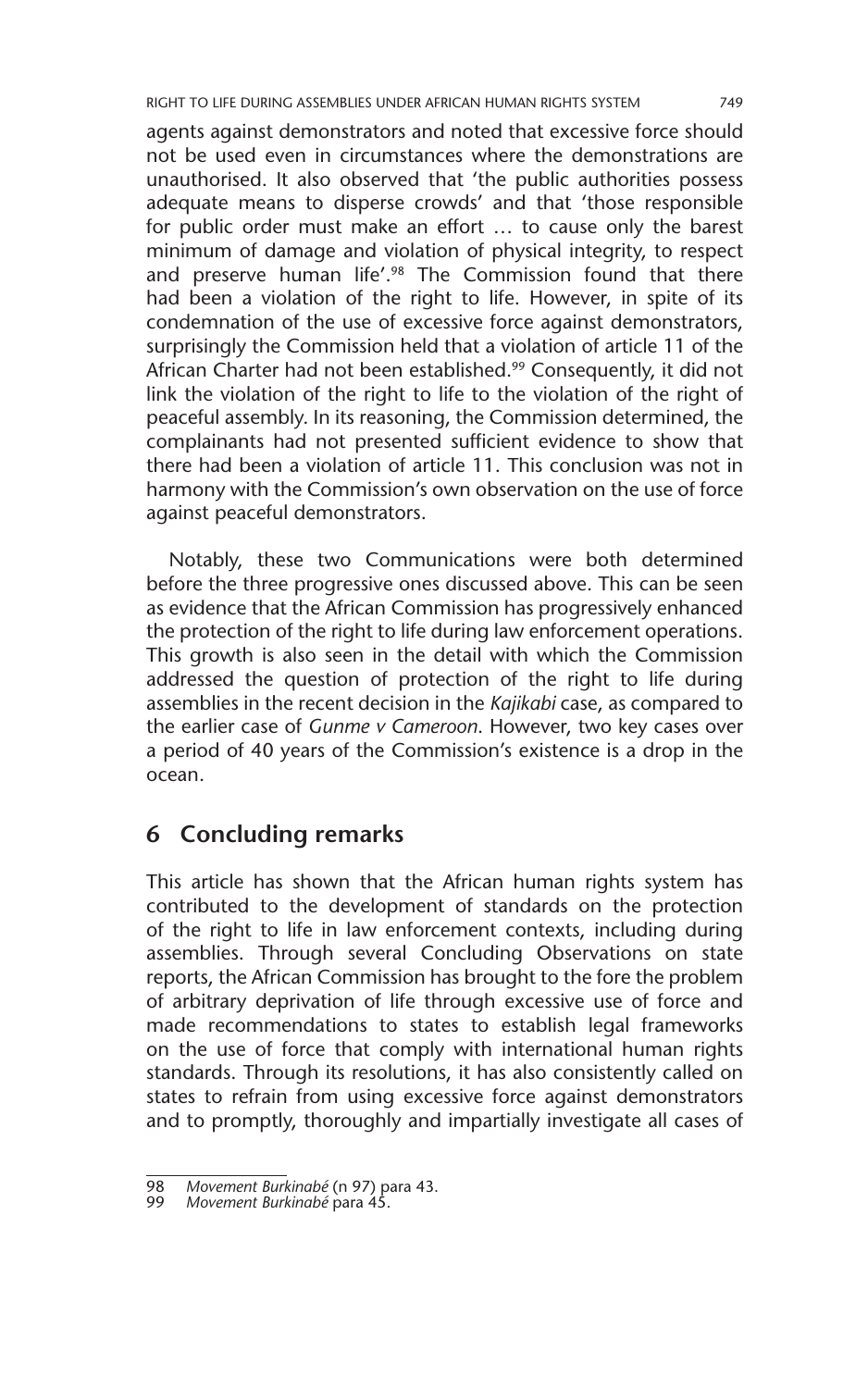agents against demonstrators and noted that excessive force should not be used even in circumstances where the demonstrations are unauthorised. It also observed that 'the public authorities possess adequate means to disperse crowds' and that 'those responsible for public order must make an effort … to cause only the barest minimum of damage and violation of physical integrity, to respect and preserve human life'.[98] The Commission found that there had been a violation of the right to life. However, in spite of its condemnation of the use of excessive force against demonstrators, surprisingly the Commission held that a violation of article 11 of the African Charter had not been established.[99] Consequently, it did not link the violation of the right to life to the violation of the right of peaceful assembly. In its reasoning, the Commission determined, the complainants had not presented sufficient evidence to show that there had been a violation of article 11. This conclusion was not in harmony with the Commission's own observation on the use of force against peaceful demonstrators.

Notably, these two Communications were both determined before the three progressive ones discussed above. This can be seen as evidence that the African Commission has progressively enhanced the protection of the right to life during law enforcement operations. This growth is also seen in the detail with which the Commission addressed the question of protection of the right to life during assemblies in the recent decision in the *Kajikabi* case, as compared to the earlier case of *Gunme v Cameroon*. However, two key cases over a period of 40 years of the Commission's existence is a drop in the ocean.

## 6 Concluding remarks

This article has shown that the African human rights system has contributed to the development of standards on the protection of the right to life in law enforcement contexts, including during assemblies. Through several Concluding Observations on state reports, the African Commission has brought to the fore the problem of arbitrary deprivation of life through excessive use of force and made recommendations to states to establish legal frameworks on the use of force that comply with international human rights standards. Through its resolutions, it has also consistently called on states to refrain from using excessive force against demonstrators and to promptly, thoroughly and impartially investigate all cases of

---

98 *Movement Burkinabé* (n 97) para 43.

99 *Movement Burkinabé* para 45.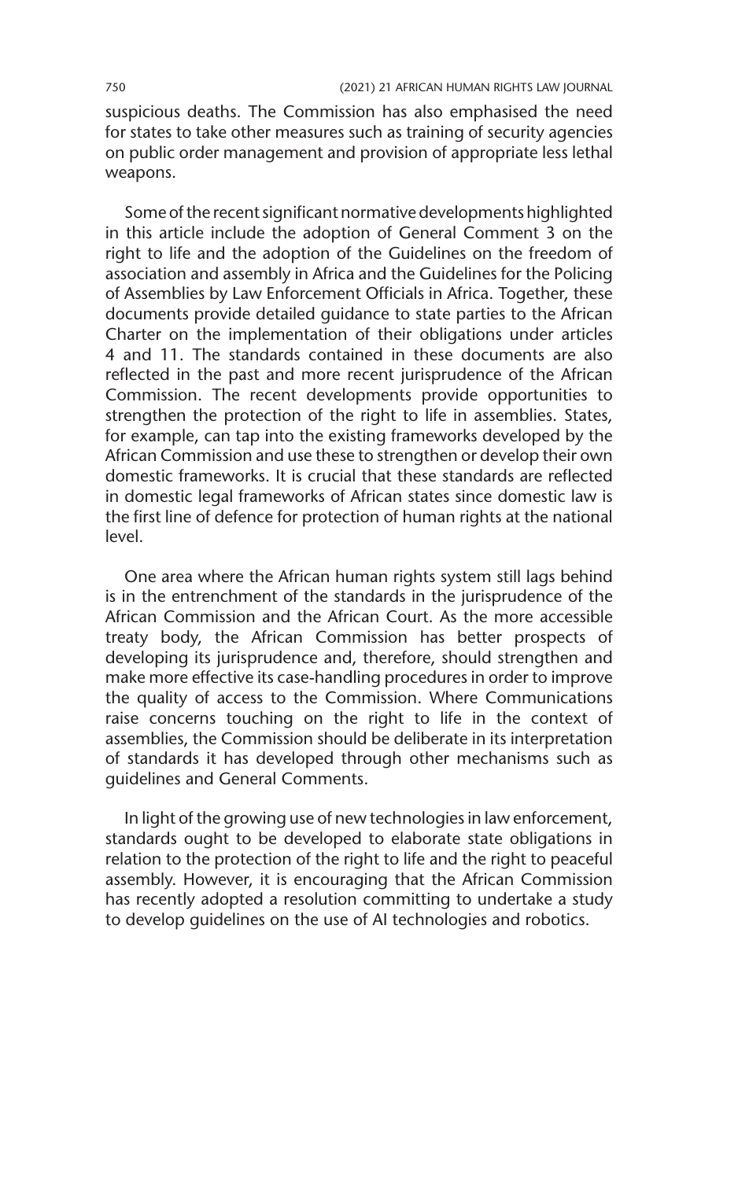suspicious deaths. The Commission has also emphasised the need for states to take other measures such as training of security agencies on public order management and provision of appropriate less lethal weapons.

Some of the recent significant normative developments highlighted in this article include the adoption of General Comment 3 on the right to life and the adoption of the Guidelines on the freedom of association and assembly in Africa and the Guidelines for the Policing of Assemblies by Law Enforcement Officials in Africa. Together, these documents provide detailed guidance to state parties to the African Charter on the implementation of their obligations under articles 4 and 11. The standards contained in these documents are also reflected in the past and more recent jurisprudence of the African Commission. The recent developments provide opportunities to strengthen the protection of the right to life in assemblies. States, for example, can tap into the existing frameworks developed by the African Commission and use these to strengthen or develop their own domestic frameworks. It is crucial that these standards are reflected in domestic legal frameworks of African states since domestic law is the first line of defence for protection of human rights at the national level.

One area where the African human rights system still lags behind is in the entrenchment of the standards in the jurisprudence of the African Commission and the African Court. As the more accessible treaty body, the African Commission has better prospects of developing its jurisprudence and, therefore, should strengthen and make more effective its case-handling procedures in order to improve the quality of access to the Commission. Where Communications raise concerns touching on the right to life in the context of assemblies, the Commission should be deliberate in its interpretation of standards it has developed through other mechanisms such as guidelines and General Comments.

In light of the growing use of new technologies in law enforcement, standards ought to be developed to elaborate state obligations in relation to the protection of the right to life and the right to peaceful assembly. However, it is encouraging that the African Commission has recently adopted a resolution committing to undertake a study to develop guidelines on the use of AI technologies and robotics.